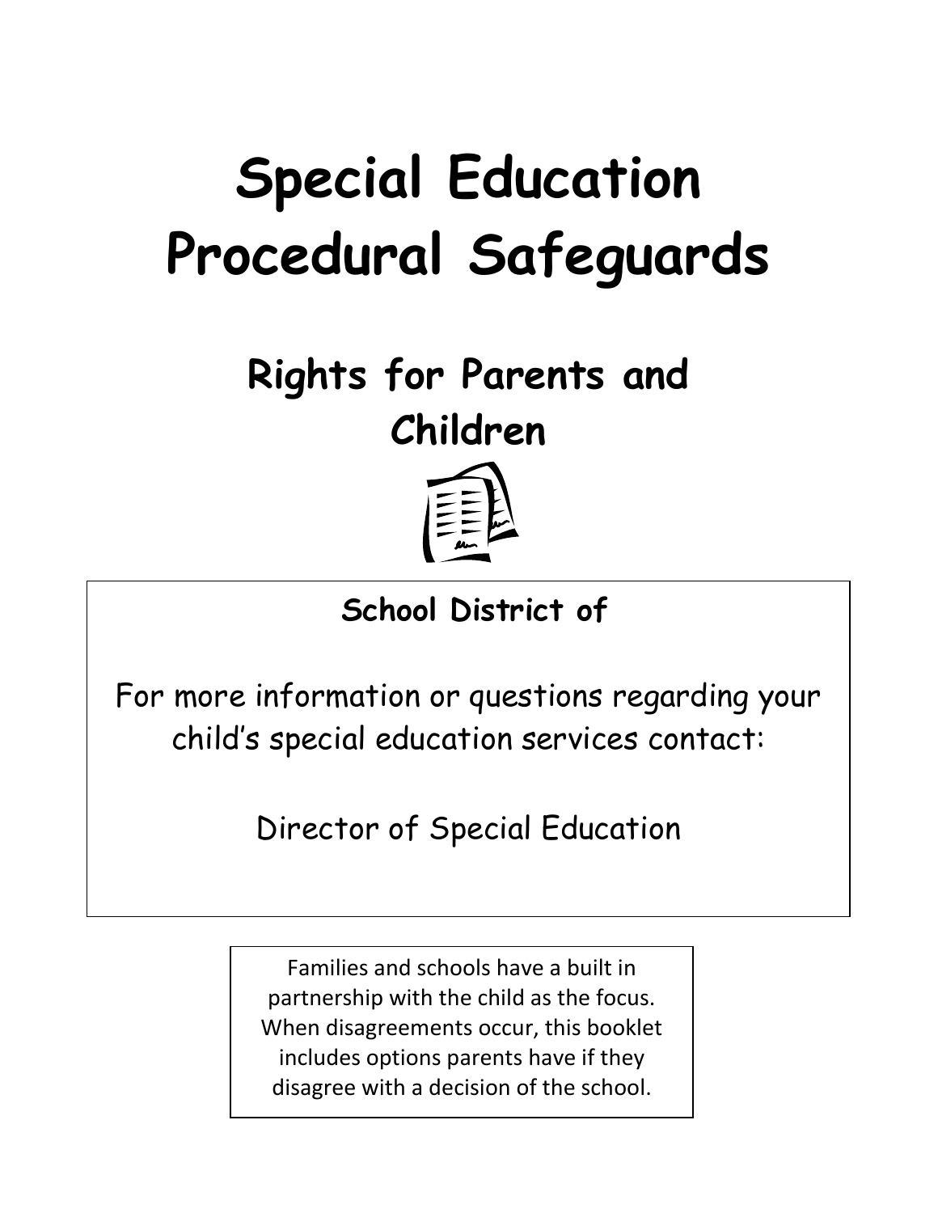# Special Education Procedural Safeguards

## Rights for Parents and Children

**School District of**

For more information or questions regarding your child's special education services contact:

Director of Special Education

Families and schools have a built in partnership with the child as the focus. When disagreements occur, this booklet includes options parents have if they disagree with a decision of the school.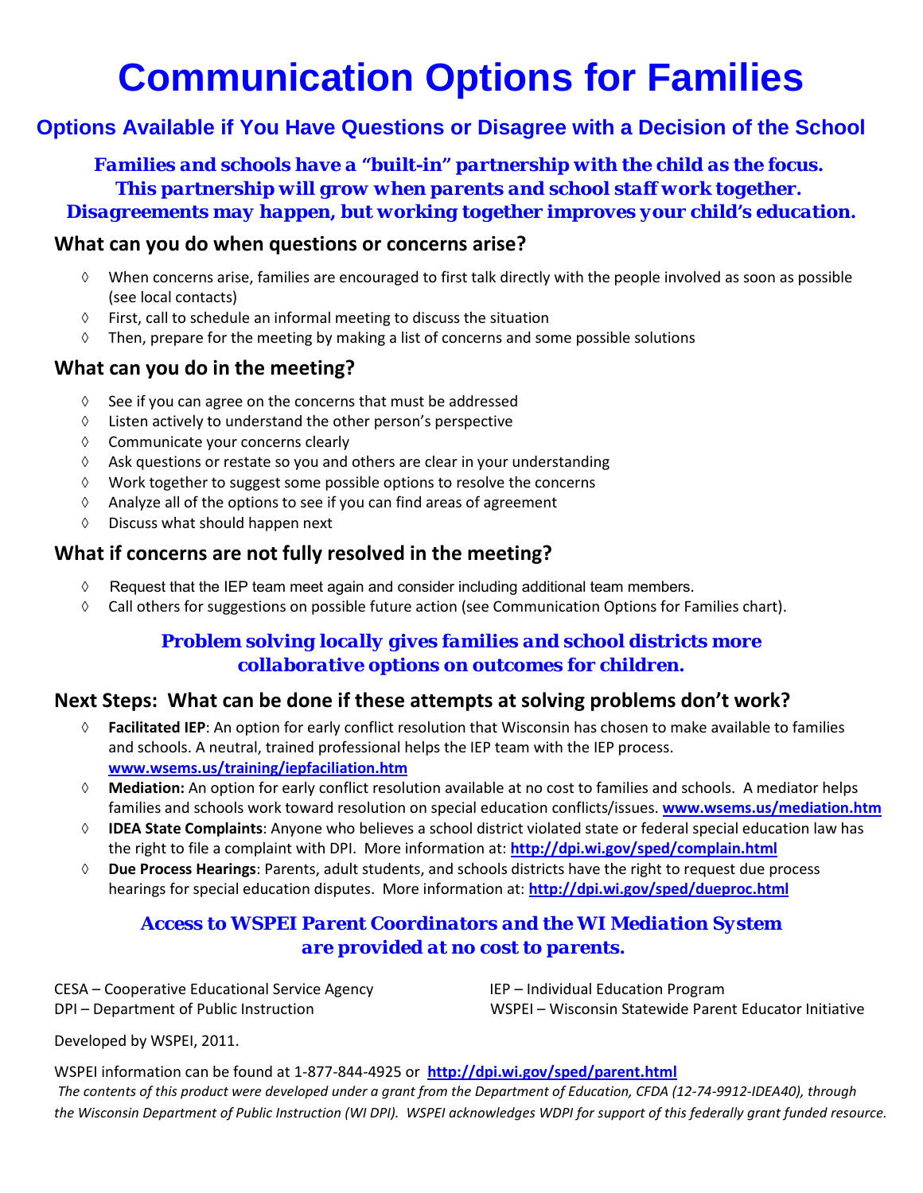# Communication Options for Families

## Options Available if You Have Questions or Disagree with a Decision of the School

***Families and schools have a "built-in" partnership with the child as the focus. This partnership will grow when parents and school staff work together. Disagreements may happen, but working together improves your child's education.***

### What can you do when questions or concerns arise?

- When concerns arise, families are encouraged to first talk directly with the people involved as soon as possible (see local contacts)
- First, call to schedule an informal meeting to discuss the situation
- Then, prepare for the meeting by making a list of concerns and some possible solutions

### What can you do in the meeting?

- See if you can agree on the concerns that must be addressed
- Listen actively to understand the other person's perspective
- Communicate your concerns clearly
- Ask questions or restate so you and others are clear in your understanding
- Work together to suggest some possible options to resolve the concerns
- Analyze all of the options to see if you can find areas of agreement
- Discuss what should happen next

### What if concerns are not fully resolved in the meeting?

- Request that the IEP team meet again and consider including additional team members.
- Call others for suggestions on possible future action (see Communication Options for Families chart).

***Problem solving locally gives families and school districts more collaborative options on outcomes for children.***

### Next Steps: What can be done if these attempts at solving problems don't work?

- **Facilitated IEP**: An option for early conflict resolution that Wisconsin has chosen to make available to families and schools. A neutral, trained professional helps the IEP team with the IEP process. **www.wsems.us/training/iepfaciliation.htm**
- **Mediation:** An option for early conflict resolution available at no cost to families and schools. A mediator helps families and schools work toward resolution on special education conflicts/issues. **www.wsems.us/mediation.htm**
- **IDEA State Complaints**: Anyone who believes a school district violated state or federal special education law has the right to file a complaint with DPI. More information at: **http://dpi.wi.gov/sped/complain.html**
- **Due Process Hearings**: Parents, adult students, and schools districts have the right to request due process hearings for special education disputes. More information at: **http://dpi.wi.gov/sped/dueproc.html**

***Access to WSPEI Parent Coordinators and the WI Mediation System are provided at no cost to parents.***

CESA – Cooperative Educational Service Agency
DPI – Department of Public Instruction
IEP – Individual Education Program
WSPEI – Wisconsin Statewide Parent Educator Initiative

Developed by WSPEI, 2011.

WSPEI information can be found at 1-877-844-4925 or **http://dpi.wi.gov/sped/parent.html**

*The contents of this product were developed under a grant from the Department of Education, CFDA (12-74-9912-IDEA40), through the Wisconsin Department of Public Instruction (WI DPI). WSPEI acknowledges WDPI for support of this federally grant funded resource.*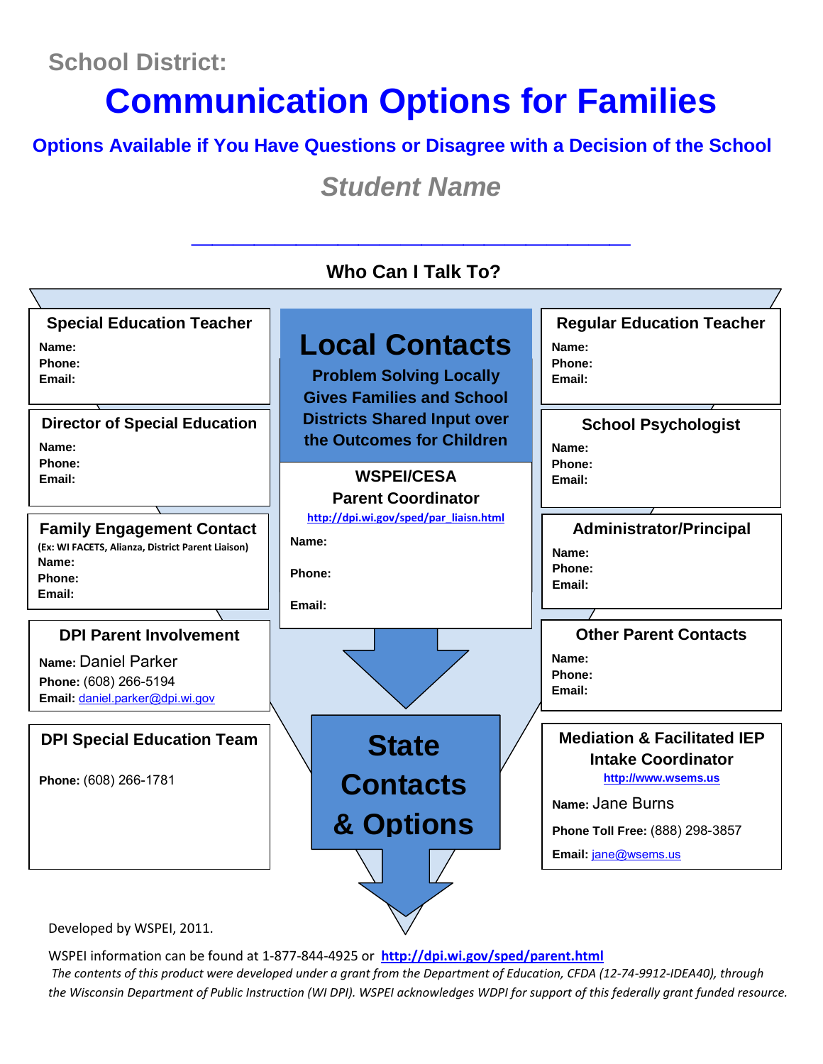School District:

# Communication Options for Families

## Options Available if You Have Questions or Disagree with a Decision of the School

### *Student Name*

_______________________________________

**Who Can I Talk To?**

## Local Contacts

**Problem Solving Locally Gives Families and School Districts Shared Input over the Outcomes for Children**

### Special Education Teacher

**Name:**
**Phone:**
**Email:**

### Director of Special Education

**Name:**
**Phone:**
**Email:**

### Family Engagement Contact

(Ex: WI FACETS, Alianza, District Parent Liaison)

**Name:**
**Phone:**
**Email:**

### WSPEI/CESA Parent Coordinator

http://dpi.wi.gov/sped/par_liaisn.html

**Name:**

**Phone:**

**Email:**

### Regular Education Teacher

**Name:**
**Phone:**
**Email:**

### School Psychologist

**Name:**
**Phone:**
**Email:**

### Administrator/Principal

**Name:**
**Phone:**
**Email:**

### Other Parent Contacts

**Name:**
**Phone:**
**Email:**

## State Contacts & Options

### DPI Parent Involvement

**Name:** Daniel Parker
**Phone:** (608) 266-5194
**Email:** daniel.parker@dpi.wi.gov

### DPI Special Education Team

**Phone:** (608) 266-1781

### Mediation & Facilitated IEP Intake Coordinator

http://www.wsems.us

**Name:** Jane Burns

**Phone Toll Free:** (888) 298-3857

**Email:** jane@wsems.us

Developed by WSPEI, 2011.

WSPEI information can be found at 1-877-844-4925 or **http://dpi.wi.gov/sped/parent.html**

*The contents of this product were developed under a grant from the Department of Education, CFDA (12-74-9912-IDEA40), through the Wisconsin Department of Public Instruction (WI DPI). WSPEI acknowledges WDPI for support of this federally grant funded resource.*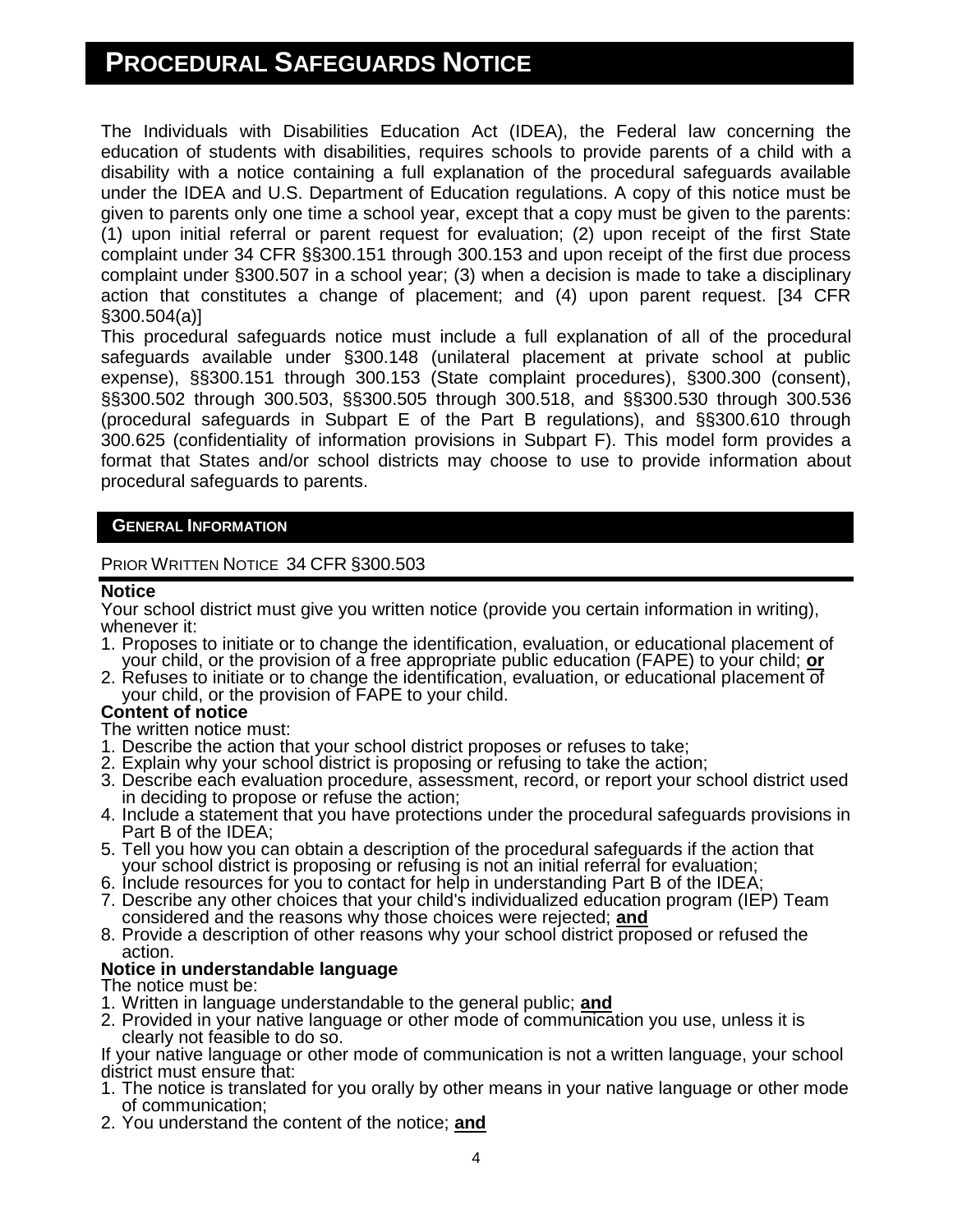# PROCEDURAL SAFEGUARDS NOTICE

The Individuals with Disabilities Education Act (IDEA), the Federal law concerning the education of students with disabilities, requires schools to provide parents of a child with a disability with a notice containing a full explanation of the procedural safeguards available under the IDEA and U.S. Department of Education regulations. A copy of this notice must be given to parents only one time a school year, except that a copy must be given to the parents: (1) upon initial referral or parent request for evaluation; (2) upon receipt of the first State complaint under 34 CFR §§300.151 through 300.153 and upon receipt of the first due process complaint under §300.507 in a school year; (3) when a decision is made to take a disciplinary action that constitutes a change of placement; and (4) upon parent request. [34 CFR §300.504(a)]

This procedural safeguards notice must include a full explanation of all of the procedural safeguards available under §300.148 (unilateral placement at private school at public expense), §§300.151 through 300.153 (State complaint procedures), §300.300 (consent), §§300.502 through 300.503, §§300.505 through 300.518, and §§300.530 through 300.536 (procedural safeguards in Subpart E of the Part B regulations), and §§300.610 through 300.625 (confidentiality of information provisions in Subpart F). This model form provides a format that States and/or school districts may choose to use to provide information about procedural safeguards to parents.

## GENERAL INFORMATION

### PRIOR WRITTEN NOTICE 34 CFR §300.503

**Notice**

Your school district must give you written notice (provide you certain information in writing), whenever it:

1. Proposes to initiate or to change the identification, evaluation, or educational placement of your child, or the provision of a free appropriate public education (FAPE) to your child; **or**
2. Refuses to initiate or to change the identification, evaluation, or educational placement of your child, or the provision of FAPE to your child.

**Content of notice**

The written notice must:

1. Describe the action that your school district proposes or refuses to take;
2. Explain why your school district is proposing or refusing to take the action;
3. Describe each evaluation procedure, assessment, record, or report your school district used in deciding to propose or refuse the action;
4. Include a statement that you have protections under the procedural safeguards provisions in Part B of the IDEA;
5. Tell you how you can obtain a description of the procedural safeguards if the action that your school district is proposing or refusing is not an initial referral for evaluation;
6. Include resources for you to contact for help in understanding Part B of the IDEA;
7. Describe any other choices that your child's individualized education program (IEP) Team considered and the reasons why those choices were rejected; **and**
8. Provide a description of other reasons why your school district proposed or refused the action.

**Notice in understandable language**

The notice must be:

1. Written in language understandable to the general public; **and**
2. Provided in your native language or other mode of communication you use, unless it is clearly not feasible to do so.

If your native language or other mode of communication is not a written language, your school district must ensure that:

1. The notice is translated for you orally by other means in your native language or other mode of communication;
2. You understand the content of the notice; **and**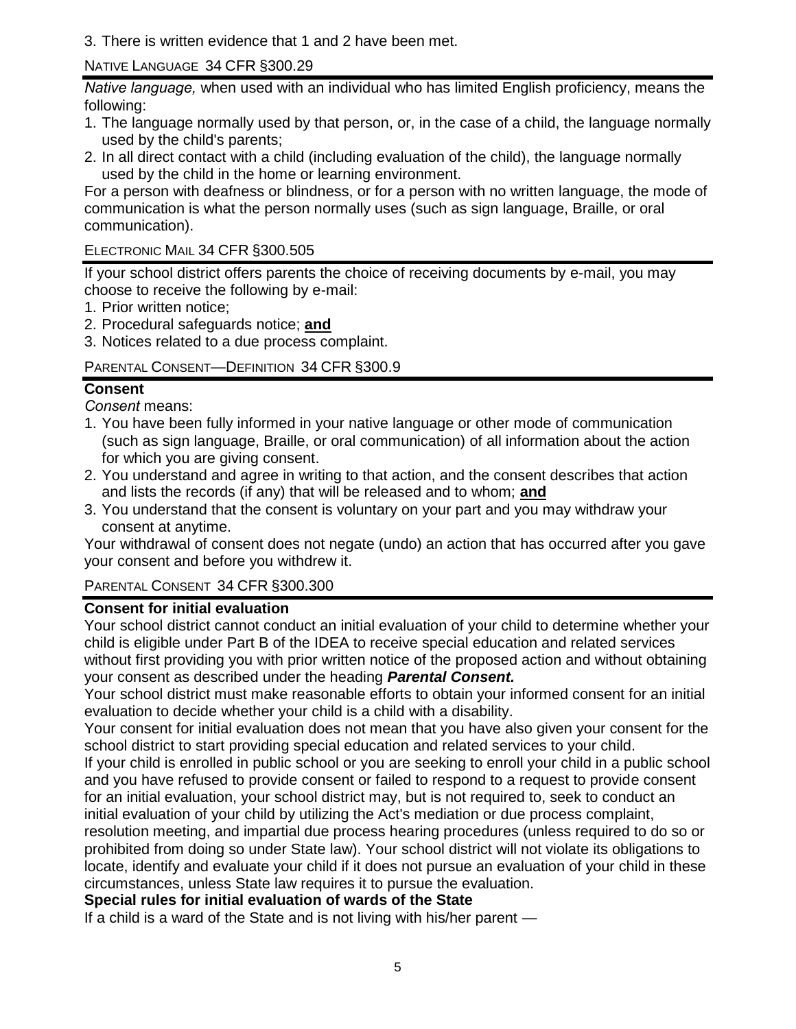3. There is written evidence that 1 and 2 have been met.

## NATIVE LANGUAGE 34 CFR §300.29

*Native language,* when used with an individual who has limited English proficiency, means the following:

1. The language normally used by that person, or, in the case of a child, the language normally used by the child's parents;
2. In all direct contact with a child (including evaluation of the child), the language normally used by the child in the home or learning environment.

For a person with deafness or blindness, or for a person with no written language, the mode of communication is what the person normally uses (such as sign language, Braille, or oral communication).

## ELECTRONIC MAIL 34 CFR §300.505

If your school district offers parents the choice of receiving documents by e-mail, you may choose to receive the following by e-mail:

1. Prior written notice;
2. Procedural safeguards notice; **and**
3. Notices related to a due process complaint.

## PARENTAL CONSENT—DEFINITION 34 CFR §300.9

**Consent**

*Consent* means:

1. You have been fully informed in your native language or other mode of communication (such as sign language, Braille, or oral communication) of all information about the action for which you are giving consent.
2. You understand and agree in writing to that action, and the consent describes that action and lists the records (if any) that will be released and to whom; **and**
3. You understand that the consent is voluntary on your part and you may withdraw your consent at anytime.

Your withdrawal of consent does not negate (undo) an action that has occurred after you gave your consent and before you withdrew it.

## PARENTAL CONSENT 34 CFR §300.300

**Consent for initial evaluation**

Your school district cannot conduct an initial evaluation of your child to determine whether your child is eligible under Part B of the IDEA to receive special education and related services without first providing you with prior written notice of the proposed action and without obtaining your consent as described under the heading ***Parental Consent.***

Your school district must make reasonable efforts to obtain your informed consent for an initial evaluation to decide whether your child is a child with a disability.

Your consent for initial evaluation does not mean that you have also given your consent for the school district to start providing special education and related services to your child.

If your child is enrolled in public school or you are seeking to enroll your child in a public school and you have refused to provide consent or failed to respond to a request to provide consent for an initial evaluation, your school district may, but is not required to, seek to conduct an initial evaluation of your child by utilizing the Act's mediation or due process complaint, resolution meeting, and impartial due process hearing procedures (unless required to do so or prohibited from doing so under State law). Your school district will not violate its obligations to locate, identify and evaluate your child if it does not pursue an evaluation of your child in these circumstances, unless State law requires it to pursue the evaluation.

**Special rules for initial evaluation of wards of the State**

If a child is a ward of the State and is not living with his/her parent —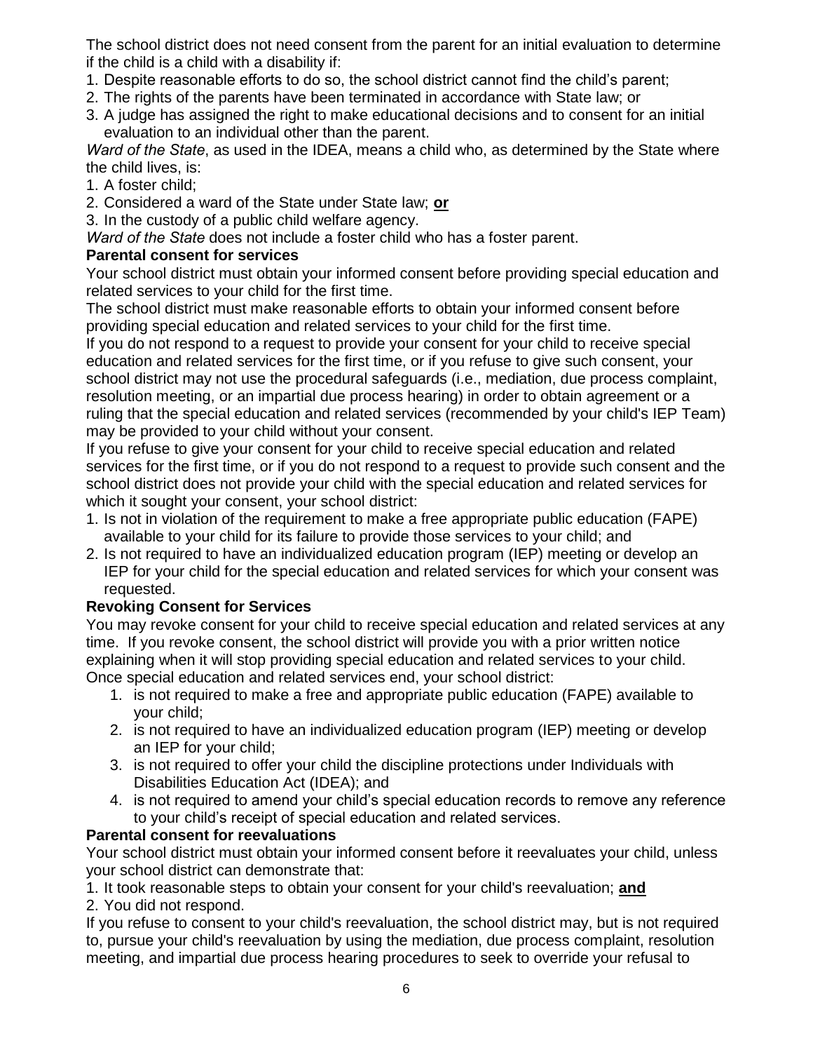The school district does not need consent from the parent for an initial evaluation to determine if the child is a child with a disability if:

1. Despite reasonable efforts to do so, the school district cannot find the child's parent;
2. The rights of the parents have been terminated in accordance with State law; or
3. A judge has assigned the right to make educational decisions and to consent for an initial evaluation to an individual other than the parent.

*Ward of the State*, as used in the IDEA, means a child who, as determined by the State where the child lives, is:

1. A foster child;
2. Considered a ward of the State under State law; **or**
3. In the custody of a public child welfare agency.

*Ward of the State* does not include a foster child who has a foster parent.

**Parental consent for services**

Your school district must obtain your informed consent before providing special education and related services to your child for the first time.

The school district must make reasonable efforts to obtain your informed consent before providing special education and related services to your child for the first time.

If you do not respond to a request to provide your consent for your child to receive special education and related services for the first time, or if you refuse to give such consent, your school district may not use the procedural safeguards (i.e., mediation, due process complaint, resolution meeting, or an impartial due process hearing) in order to obtain agreement or a ruling that the special education and related services (recommended by your child's IEP Team) may be provided to your child without your consent.

If you refuse to give your consent for your child to receive special education and related services for the first time, or if you do not respond to a request to provide such consent and the school district does not provide your child with the special education and related services for which it sought your consent, your school district:

1. Is not in violation of the requirement to make a free appropriate public education (FAPE) available to your child for its failure to provide those services to your child; and
2. Is not required to have an individualized education program (IEP) meeting or develop an IEP for your child for the special education and related services for which your consent was requested.

**Revoking Consent for Services**

You may revoke consent for your child to receive special education and related services at any time. If you revoke consent, the school district will provide you with a prior written notice explaining when it will stop providing special education and related services to your child. Once special education and related services end, your school district:

1. is not required to make a free and appropriate public education (FAPE) available to your child;
2. is not required to have an individualized education program (IEP) meeting or develop an IEP for your child;
3. is not required to offer your child the discipline protections under Individuals with Disabilities Education Act (IDEA); and
4. is not required to amend your child's special education records to remove any reference to your child's receipt of special education and related services.

**Parental consent for reevaluations**

Your school district must obtain your informed consent before it reevaluates your child, unless your school district can demonstrate that:

1. It took reasonable steps to obtain your consent for your child's reevaluation; **and**
2. You did not respond.

If you refuse to consent to your child's reevaluation, the school district may, but is not required to, pursue your child's reevaluation by using the mediation, due process complaint, resolution meeting, and impartial due process hearing procedures to seek to override your refusal to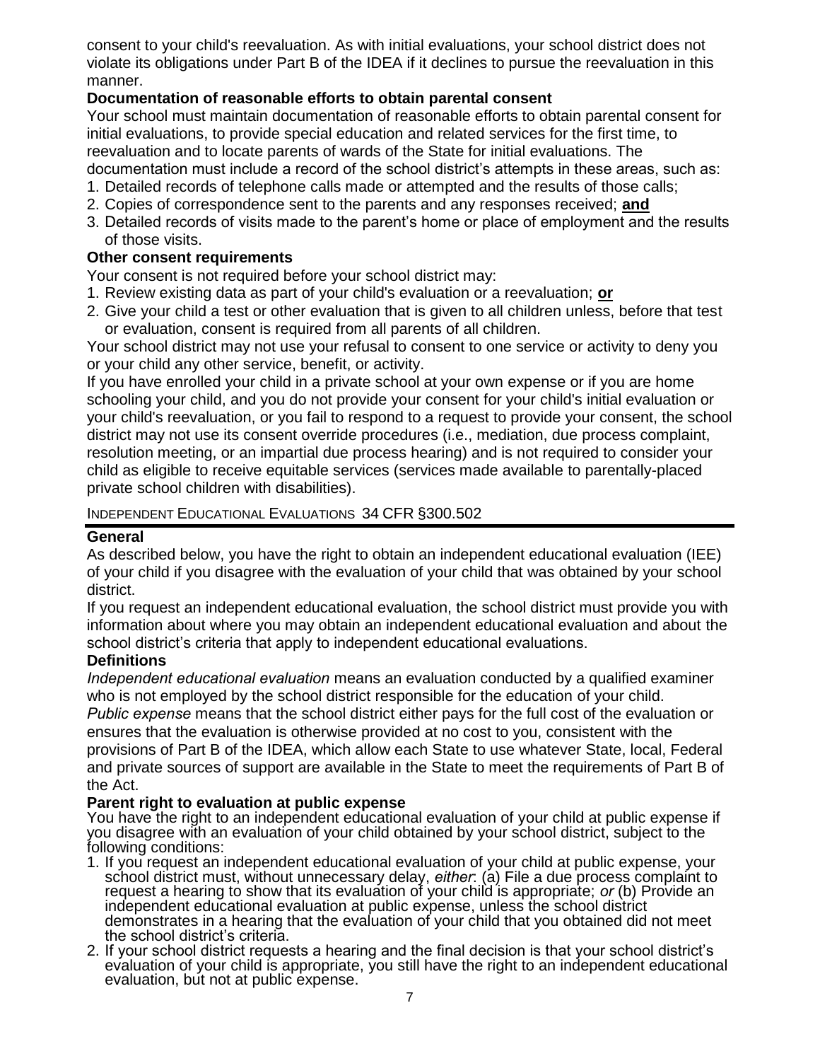consent to your child's reevaluation. As with initial evaluations, your school district does not violate its obligations under Part B of the IDEA if it declines to pursue the reevaluation in this manner.

**Documentation of reasonable efforts to obtain parental consent**

Your school must maintain documentation of reasonable efforts to obtain parental consent for initial evaluations, to provide special education and related services for the first time, to reevaluation and to locate parents of wards of the State for initial evaluations. The documentation must include a record of the school district's attempts in these areas, such as:

1. Detailed records of telephone calls made or attempted and the results of those calls;
2. Copies of correspondence sent to the parents and any responses received; **and**
3. Detailed records of visits made to the parent's home or place of employment and the results of those visits.

**Other consent requirements**

Your consent is not required before your school district may:

1. Review existing data as part of your child's evaluation or a reevaluation; **or**
2. Give your child a test or other evaluation that is given to all children unless, before that test or evaluation, consent is required from all parents of all children.

Your school district may not use your refusal to consent to one service or activity to deny you or your child any other service, benefit, or activity.

If you have enrolled your child in a private school at your own expense or if you are home schooling your child, and you do not provide your consent for your child's initial evaluation or your child's reevaluation, or you fail to respond to a request to provide your consent, the school district may not use its consent override procedures (i.e., mediation, due process complaint, resolution meeting, or an impartial due process hearing) and is not required to consider your child as eligible to receive equitable services (services made available to parentally-placed private school children with disabilities).

## INDEPENDENT EDUCATIONAL EVALUATIONS 34 CFR §300.502

**General**

As described below, you have the right to obtain an independent educational evaluation (IEE) of your child if you disagree with the evaluation of your child that was obtained by your school district.

If you request an independent educational evaluation, the school district must provide you with information about where you may obtain an independent educational evaluation and about the school district's criteria that apply to independent educational evaluations.

**Definitions**

*Independent educational evaluation* means an evaluation conducted by a qualified examiner who is not employed by the school district responsible for the education of your child.

*Public expense* means that the school district either pays for the full cost of the evaluation or ensures that the evaluation is otherwise provided at no cost to you, consistent with the provisions of Part B of the IDEA, which allow each State to use whatever State, local, Federal and private sources of support are available in the State to meet the requirements of Part B of the Act.

**Parent right to evaluation at public expense**

You have the right to an independent educational evaluation of your child at public expense if you disagree with an evaluation of your child obtained by your school district, subject to the following conditions:

1. If you request an independent educational evaluation of your child at public expense, your school district must, without unnecessary delay, *either*: (a) File a due process complaint to request a hearing to show that its evaluation of your child is appropriate; *or* (b) Provide an independent educational evaluation at public expense, unless the school district demonstrates in a hearing that the evaluation of your child that you obtained did not meet the school district's criteria.
2. If your school district requests a hearing and the final decision is that your school district's evaluation of your child is appropriate, you still have the right to an independent educational evaluation, but not at public expense.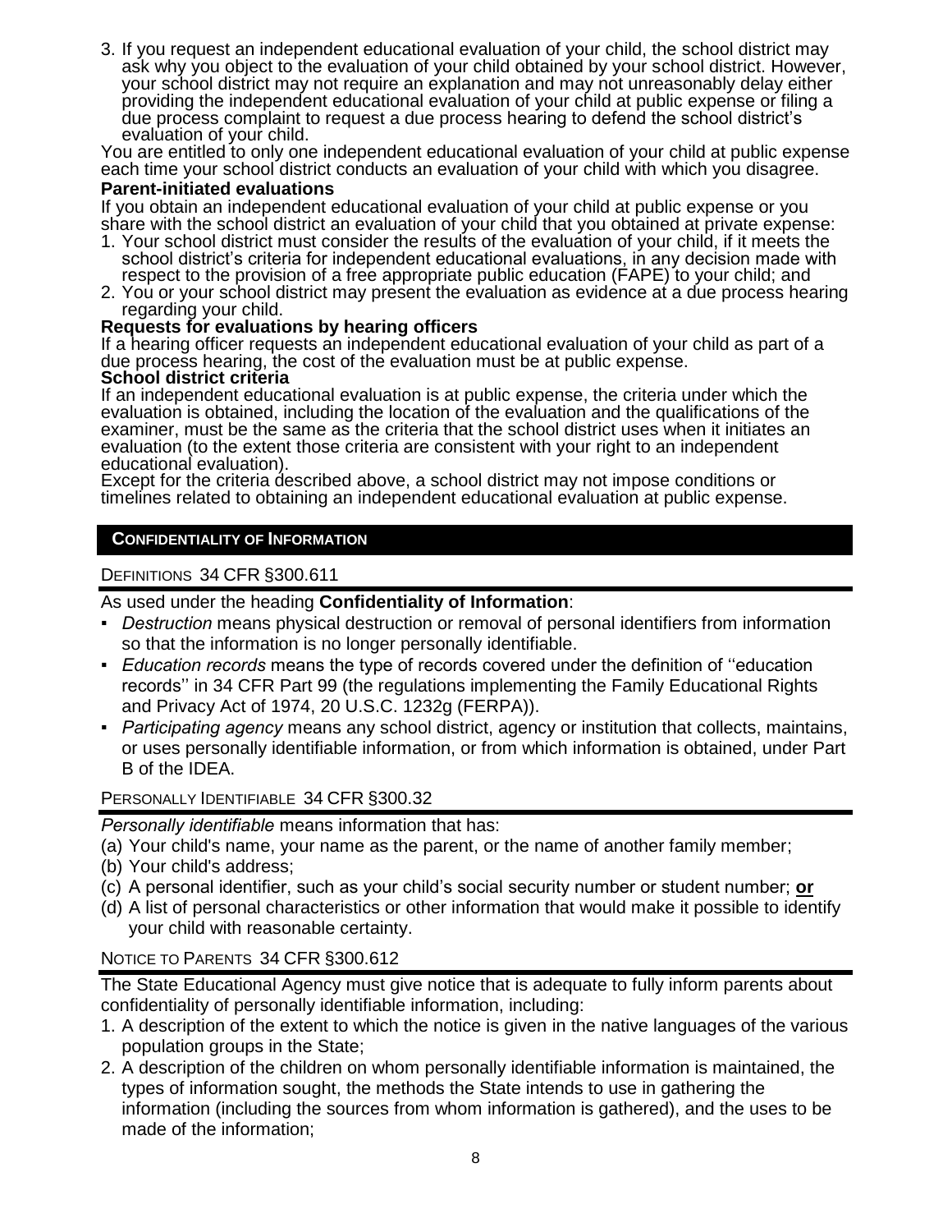3. If you request an independent educational evaluation of your child, the school district may ask why you object to the evaluation of your child obtained by your school district. However, your school district may not require an explanation and may not unreasonably delay either providing the independent educational evaluation of your child at public expense or filing a due process complaint to request a due process hearing to defend the school district's evaluation of your child.

You are entitled to only one independent educational evaluation of your child at public expense each time your school district conducts an evaluation of your child with which you disagree.

**Parent-initiated evaluations**

If you obtain an independent educational evaluation of your child at public expense or you share with the school district an evaluation of your child that you obtained at private expense:

1. Your school district must consider the results of the evaluation of your child, if it meets the school district's criteria for independent educational evaluations, in any decision made with respect to the provision of a free appropriate public education (FAPE) to your child; and
2. You or your school district may present the evaluation as evidence at a due process hearing regarding your child.

**Requests for evaluations by hearing officers**

If a hearing officer requests an independent educational evaluation of your child as part of a due process hearing, the cost of the evaluation must be at public expense.

**School district criteria**

If an independent educational evaluation is at public expense, the criteria under which the evaluation is obtained, including the location of the evaluation and the qualifications of the examiner, must be the same as the criteria that the school district uses when it initiates an evaluation (to the extent those criteria are consistent with your right to an independent educational evaluation).

Except for the criteria described above, a school district may not impose conditions or timelines related to obtaining an independent educational evaluation at public expense.

## CONFIDENTIALITY OF INFORMATION

### DEFINITIONS 34 CFR §300.611

As used under the heading **Confidentiality of Information**:

- *Destruction* means physical destruction or removal of personal identifiers from information so that the information is no longer personally identifiable.
- *Education records* means the type of records covered under the definition of ''education records'' in 34 CFR Part 99 (the regulations implementing the Family Educational Rights and Privacy Act of 1974, 20 U.S.C. 1232g (FERPA)).
- *Participating agency* means any school district, agency or institution that collects, maintains, or uses personally identifiable information, or from which information is obtained, under Part B of the IDEA.

### PERSONALLY IDENTIFIABLE 34 CFR §300.32

*Personally identifiable* means information that has:

(a) Your child's name, your name as the parent, or the name of another family member;
(b) Your child's address;
(c) A personal identifier, such as your child's social security number or student number; **or**
(d) A list of personal characteristics or other information that would make it possible to identify your child with reasonable certainty.

### NOTICE TO PARENTS 34 CFR §300.612

The State Educational Agency must give notice that is adequate to fully inform parents about confidentiality of personally identifiable information, including:

1. A description of the extent to which the notice is given in the native languages of the various population groups in the State;
2. A description of the children on whom personally identifiable information is maintained, the types of information sought, the methods the State intends to use in gathering the information (including the sources from whom information is gathered), and the uses to be made of the information;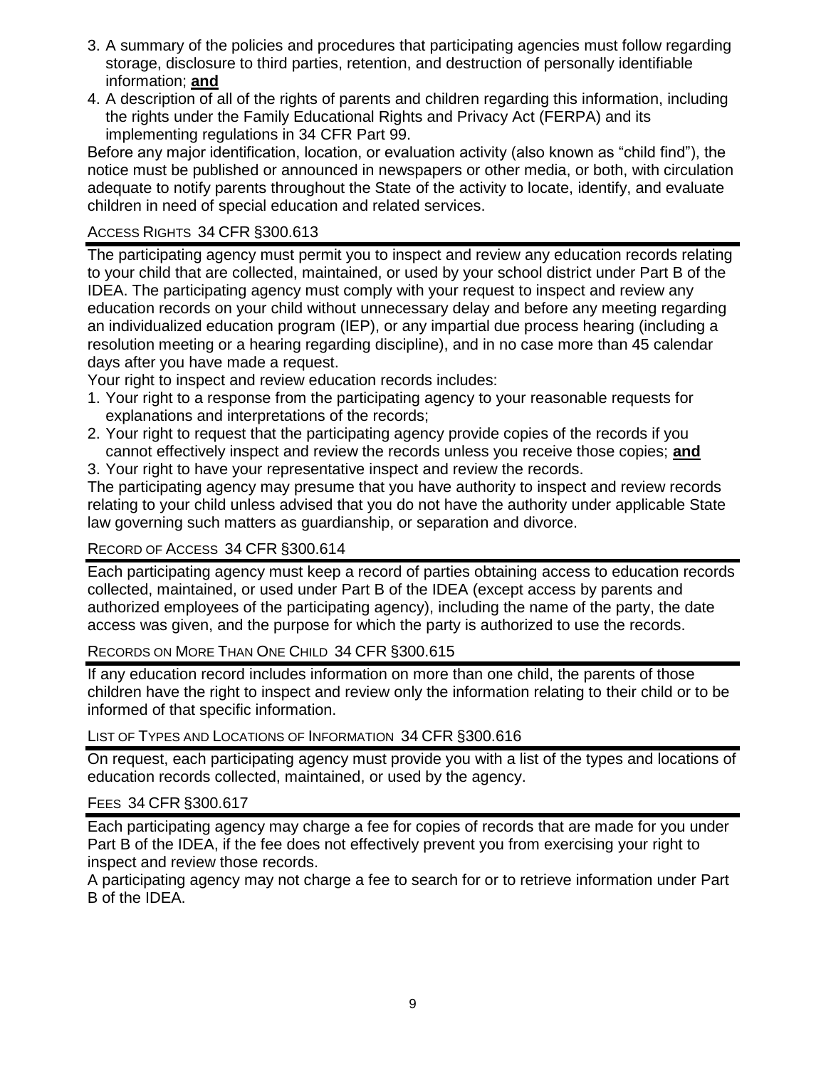3. A summary of the policies and procedures that participating agencies must follow regarding storage, disclosure to third parties, retention, and destruction of personally identifiable information; **and**
4. A description of all of the rights of parents and children regarding this information, including the rights under the Family Educational Rights and Privacy Act (FERPA) and its implementing regulations in 34 CFR Part 99.

Before any major identification, location, or evaluation activity (also known as "child find"), the notice must be published or announced in newspapers or other media, or both, with circulation adequate to notify parents throughout the State of the activity to locate, identify, and evaluate children in need of special education and related services.

### ACCESS RIGHTS 34 CFR §300.613

The participating agency must permit you to inspect and review any education records relating to your child that are collected, maintained, or used by your school district under Part B of the IDEA. The participating agency must comply with your request to inspect and review any education records on your child without unnecessary delay and before any meeting regarding an individualized education program (IEP), or any impartial due process hearing (including a resolution meeting or a hearing regarding discipline), and in no case more than 45 calendar days after you have made a request.

Your right to inspect and review education records includes:

1. Your right to a response from the participating agency to your reasonable requests for explanations and interpretations of the records;
2. Your right to request that the participating agency provide copies of the records if you cannot effectively inspect and review the records unless you receive those copies; **and**
3. Your right to have your representative inspect and review the records.

The participating agency may presume that you have authority to inspect and review records relating to your child unless advised that you do not have the authority under applicable State law governing such matters as guardianship, or separation and divorce.

### RECORD OF ACCESS 34 CFR §300.614

Each participating agency must keep a record of parties obtaining access to education records collected, maintained, or used under Part B of the IDEA (except access by parents and authorized employees of the participating agency), including the name of the party, the date access was given, and the purpose for which the party is authorized to use the records.

### RECORDS ON MORE THAN ONE CHILD 34 CFR §300.615

If any education record includes information on more than one child, the parents of those children have the right to inspect and review only the information relating to their child or to be informed of that specific information.

### LIST OF TYPES AND LOCATIONS OF INFORMATION 34 CFR §300.616

On request, each participating agency must provide you with a list of the types and locations of education records collected, maintained, or used by the agency.

### FEES 34 CFR §300.617

Each participating agency may charge a fee for copies of records that are made for you under Part B of the IDEA, if the fee does not effectively prevent you from exercising your right to inspect and review those records.

A participating agency may not charge a fee to search for or to retrieve information under Part B of the IDEA.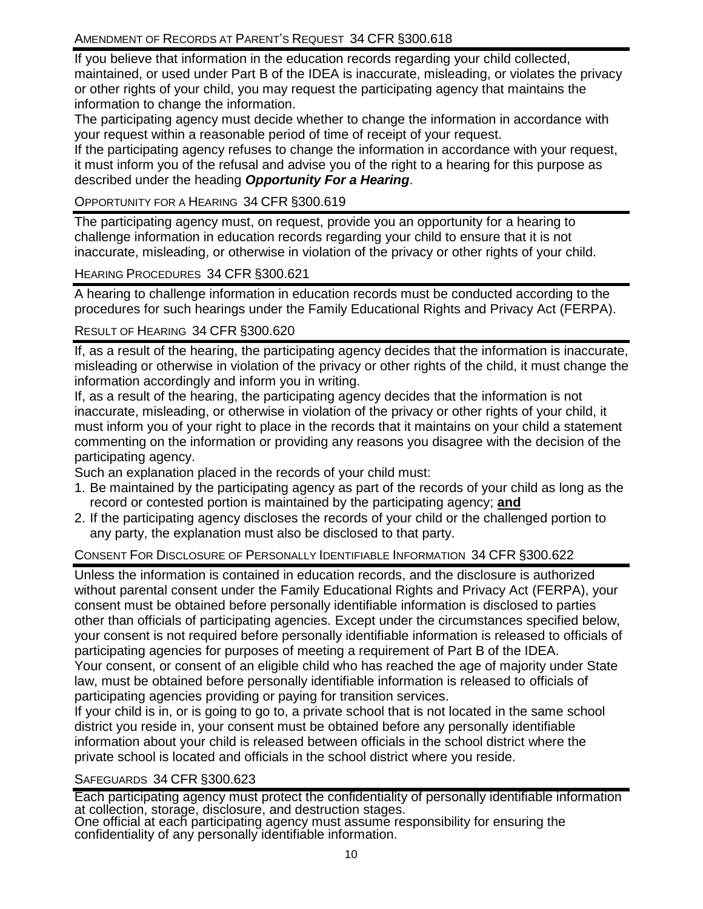### Amendment of Records at Parent's Request 34 CFR §300.618

If you believe that information in the education records regarding your child collected, maintained, or used under Part B of the IDEA is inaccurate, misleading, or violates the privacy or other rights of your child, you may request the participating agency that maintains the information to change the information.

The participating agency must decide whether to change the information in accordance with your request within a reasonable period of time of receipt of your request.

If the participating agency refuses to change the information in accordance with your request, it must inform you of the refusal and advise you of the right to a hearing for this purpose as described under the heading ***Opportunity For a Hearing***.

### Opportunity for a Hearing 34 CFR §300.619

The participating agency must, on request, provide you an opportunity for a hearing to challenge information in education records regarding your child to ensure that it is not inaccurate, misleading, or otherwise in violation of the privacy or other rights of your child.

### Hearing Procedures 34 CFR §300.621

A hearing to challenge information in education records must be conducted according to the procedures for such hearings under the Family Educational Rights and Privacy Act (FERPA).

### Result of Hearing 34 CFR §300.620

If, as a result of the hearing, the participating agency decides that the information is inaccurate, misleading or otherwise in violation of the privacy or other rights of the child, it must change the information accordingly and inform you in writing.

If, as a result of the hearing, the participating agency decides that the information is not inaccurate, misleading, or otherwise in violation of the privacy or other rights of your child, it must inform you of your right to place in the records that it maintains on your child a statement commenting on the information or providing any reasons you disagree with the decision of the participating agency.

Such an explanation placed in the records of your child must:

1. Be maintained by the participating agency as part of the records of your child as long as the record or contested portion is maintained by the participating agency; **and**
2. If the participating agency discloses the records of your child or the challenged portion to any party, the explanation must also be disclosed to that party.

### Consent For Disclosure of Personally Identifiable Information 34 CFR §300.622

Unless the information is contained in education records, and the disclosure is authorized without parental consent under the Family Educational Rights and Privacy Act (FERPA), your consent must be obtained before personally identifiable information is disclosed to parties other than officials of participating agencies. Except under the circumstances specified below, your consent is not required before personally identifiable information is released to officials of participating agencies for purposes of meeting a requirement of Part B of the IDEA.

Your consent, or consent of an eligible child who has reached the age of majority under State law, must be obtained before personally identifiable information is released to officials of participating agencies providing or paying for transition services.

If your child is in, or is going to go to, a private school that is not located in the same school district you reside in, your consent must be obtained before any personally identifiable information about your child is released between officials in the school district where the private school is located and officials in the school district where you reside.

### Safeguards 34 CFR §300.623

Each participating agency must protect the confidentiality of personally identifiable information at collection, storage, disclosure, and destruction stages.

One official at each participating agency must assume responsibility for ensuring the confidentiality of any personally identifiable information.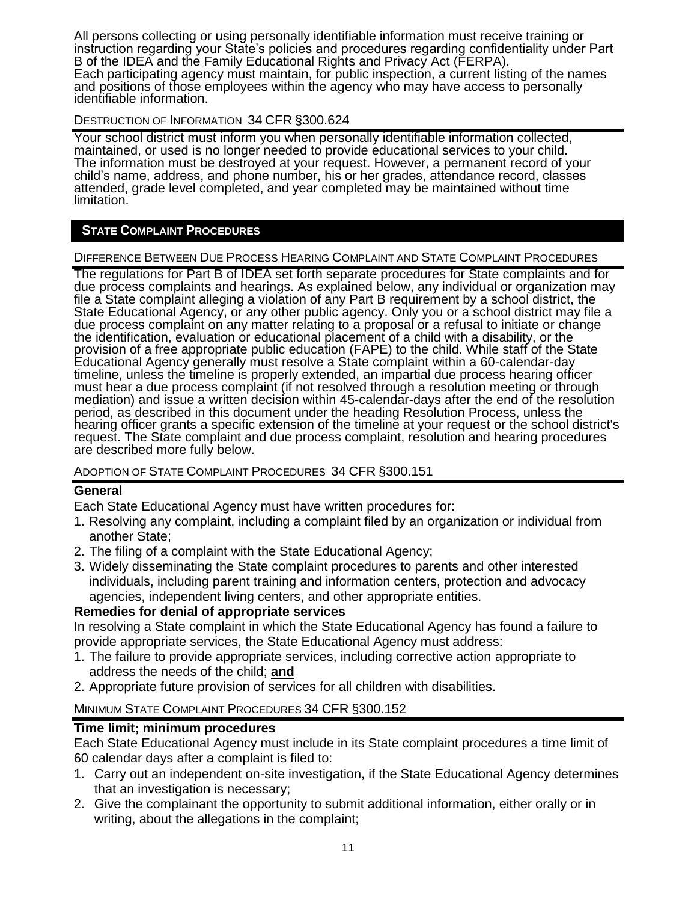All persons collecting or using personally identifiable information must receive training or instruction regarding your State's policies and procedures regarding confidentiality under Part B of the IDEA and the Family Educational Rights and Privacy Act (FERPA).
Each participating agency must maintain, for public inspection, a current listing of the names and positions of those employees within the agency who may have access to personally identifiable information.

### DESTRUCTION OF INFORMATION 34 CFR §300.624

Your school district must inform you when personally identifiable information collected, maintained, or used is no longer needed to provide educational services to your child.
The information must be destroyed at your request. However, a permanent record of your child's name, address, and phone number, his or her grades, attendance record, classes attended, grade level completed, and year completed may be maintained without time limitation.

## STATE COMPLAINT PROCEDURES

### DIFFERENCE BETWEEN DUE PROCESS HEARING COMPLAINT AND STATE COMPLAINT PROCEDURES

The regulations for Part B of IDEA set forth separate procedures for State complaints and for due process complaints and hearings. As explained below, any individual or organization may file a State complaint alleging a violation of any Part B requirement by a school district, the State Educational Agency, or any other public agency. Only you or a school district may file a due process complaint on any matter relating to a proposal or a refusal to initiate or change the identification, evaluation or educational placement of a child with a disability, or the provision of a free appropriate public education (FAPE) to the child. While staff of the State Educational Agency generally must resolve a State complaint within a 60-calendar-day timeline, unless the timeline is properly extended, an impartial due process hearing officer must hear a due process complaint (if not resolved through a resolution meeting or through mediation) and issue a written decision within 45-calendar-days after the end of the resolution period, as described in this document under the heading Resolution Process, unless the hearing officer grants a specific extension of the timeline at your request or the school district's request. The State complaint and due process complaint, resolution and hearing procedures are described more fully below.

### ADOPTION OF STATE COMPLAINT PROCEDURES 34 CFR §300.151

**General**

Each State Educational Agency must have written procedures for:

1. Resolving any complaint, including a complaint filed by an organization or individual from another State;
2. The filing of a complaint with the State Educational Agency;
3. Widely disseminating the State complaint procedures to parents and other interested individuals, including parent training and information centers, protection and advocacy agencies, independent living centers, and other appropriate entities.

**Remedies for denial of appropriate services**

In resolving a State complaint in which the State Educational Agency has found a failure to provide appropriate services, the State Educational Agency must address:

1. The failure to provide appropriate services, including corrective action appropriate to address the needs of the child; **and**
2. Appropriate future provision of services for all children with disabilities.

### MINIMUM STATE COMPLAINT PROCEDURES 34 CFR §300.152

**Time limit; minimum procedures**

Each State Educational Agency must include in its State complaint procedures a time limit of 60 calendar days after a complaint is filed to:

1. Carry out an independent on-site investigation, if the State Educational Agency determines that an investigation is necessary;
2. Give the complainant the opportunity to submit additional information, either orally or in writing, about the allegations in the complaint;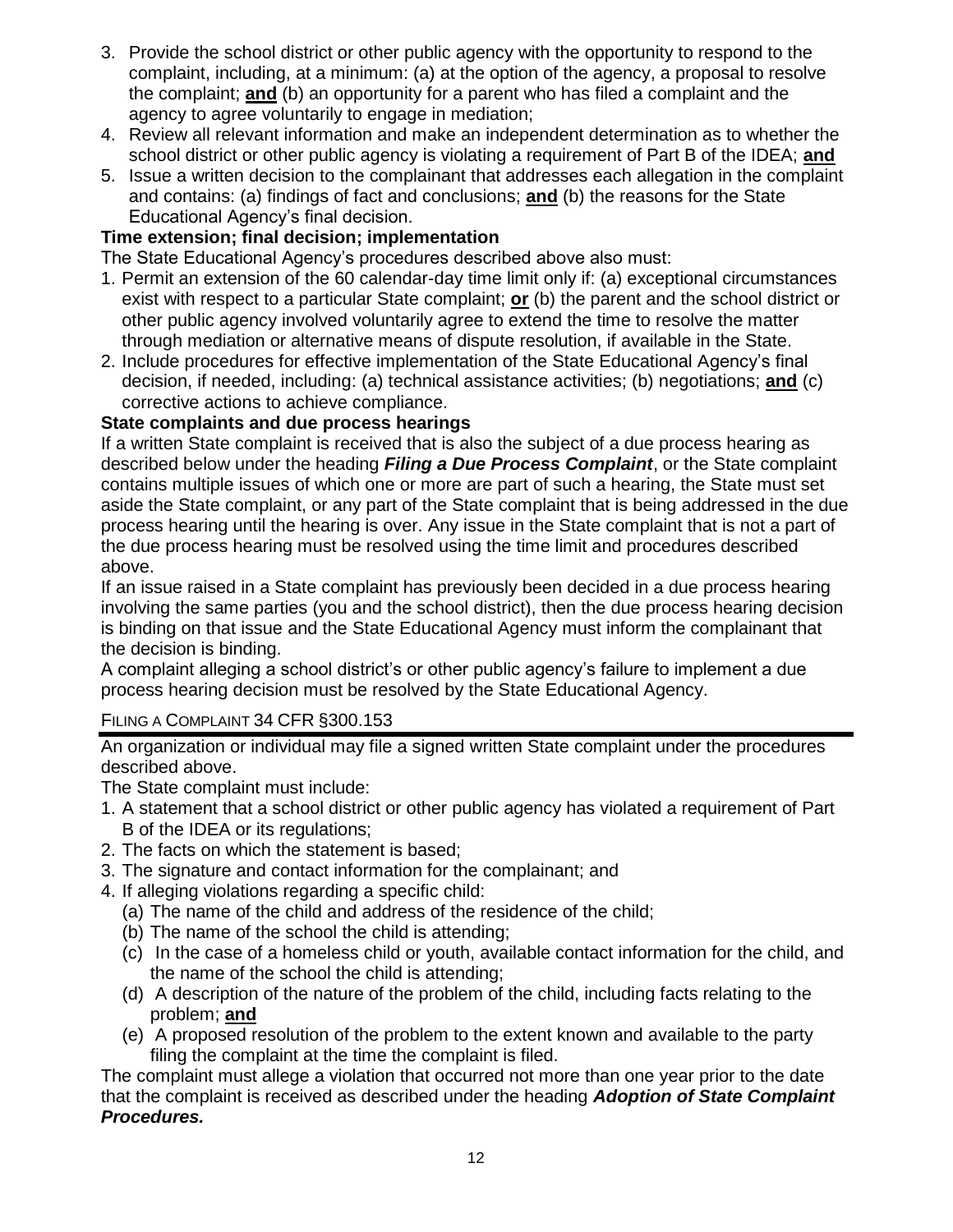3. Provide the school district or other public agency with the opportunity to respond to the complaint, including, at a minimum: (a) at the option of the agency, a proposal to resolve the complaint; **and** (b) an opportunity for a parent who has filed a complaint and the agency to agree voluntarily to engage in mediation;
4. Review all relevant information and make an independent determination as to whether the school district or other public agency is violating a requirement of Part B of the IDEA; **and**
5. Issue a written decision to the complainant that addresses each allegation in the complaint and contains: (a) findings of fact and conclusions; **and** (b) the reasons for the State Educational Agency's final decision.

**Time extension; final decision; implementation**

The State Educational Agency's procedures described above also must:

1. Permit an extension of the 60 calendar-day time limit only if: (a) exceptional circumstances exist with respect to a particular State complaint; **or** (b) the parent and the school district or other public agency involved voluntarily agree to extend the time to resolve the matter through mediation or alternative means of dispute resolution, if available in the State.
2. Include procedures for effective implementation of the State Educational Agency's final decision, if needed, including: (a) technical assistance activities; (b) negotiations; **and** (c) corrective actions to achieve compliance.

**State complaints and due process hearings**

If a written State complaint is received that is also the subject of a due process hearing as described below under the heading ***Filing a Due Process Complaint***, or the State complaint contains multiple issues of which one or more are part of such a hearing, the State must set aside the State complaint, or any part of the State complaint that is being addressed in the due process hearing until the hearing is over. Any issue in the State complaint that is not a part of the due process hearing must be resolved using the time limit and procedures described above.

If an issue raised in a State complaint has previously been decided in a due process hearing involving the same parties (you and the school district), then the due process hearing decision is binding on that issue and the State Educational Agency must inform the complainant that the decision is binding.

A complaint alleging a school district's or other public agency's failure to implement a due process hearing decision must be resolved by the State Educational Agency.

## Filing a Complaint 34 CFR §300.153

An organization or individual may file a signed written State complaint under the procedures described above.

The State complaint must include:

1. A statement that a school district or other public agency has violated a requirement of Part B of the IDEA or its regulations;
2. The facts on which the statement is based;
3. The signature and contact information for the complainant; and
4. If alleging violations regarding a specific child:
   (a) The name of the child and address of the residence of the child;
   (b) The name of the school the child is attending;
   (c) In the case of a homeless child or youth, available contact information for the child, and the name of the school the child is attending;
   (d) A description of the nature of the problem of the child, including facts relating to the problem; **and**
   (e) A proposed resolution of the problem to the extent known and available to the party filing the complaint at the time the complaint is filed.

The complaint must allege a violation that occurred not more than one year prior to the date that the complaint is received as described under the heading ***Adoption of State Complaint Procedures.***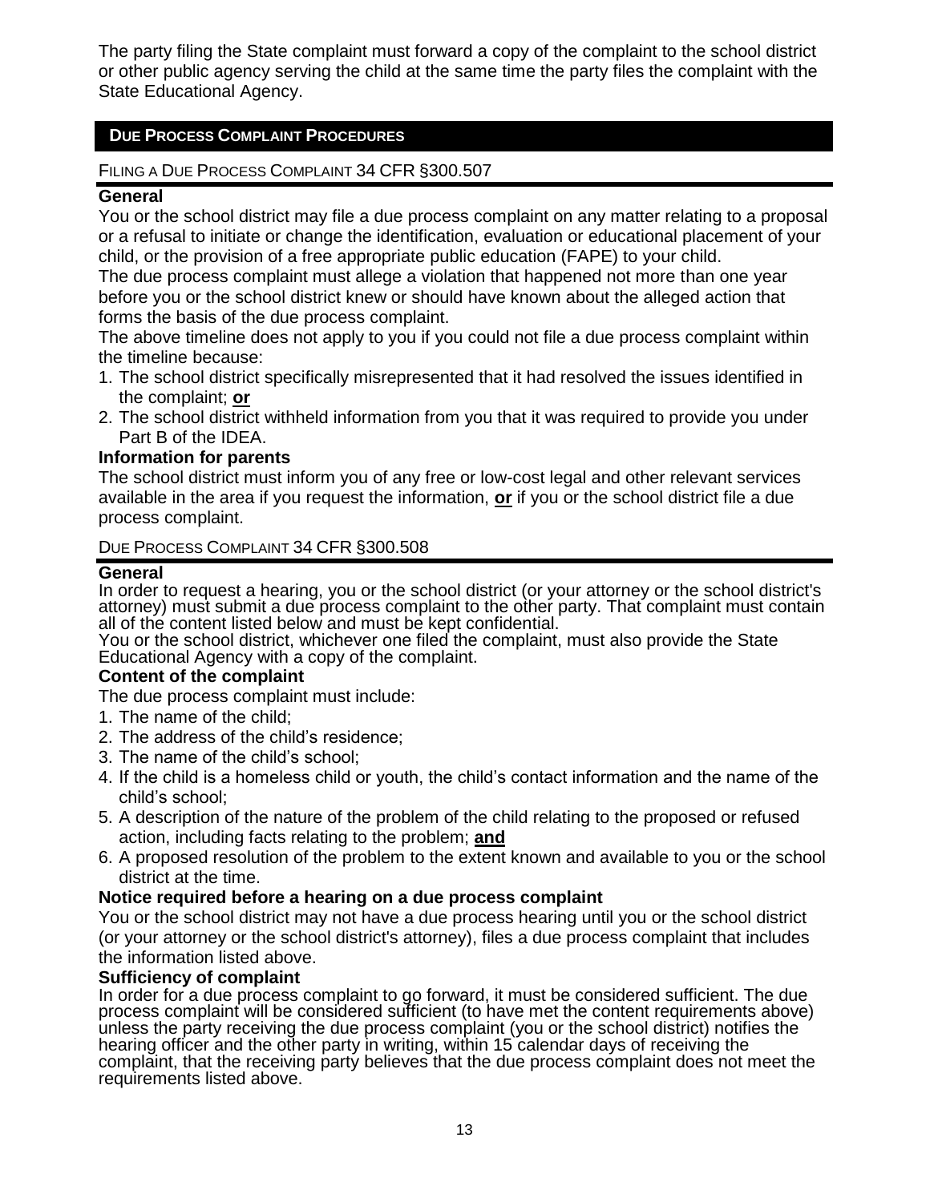The party filing the State complaint must forward a copy of the complaint to the school district or other public agency serving the child at the same time the party files the complaint with the State Educational Agency.

## DUE PROCESS COMPLAINT PROCEDURES

### FILING A DUE PROCESS COMPLAINT 34 CFR §300.507

**General**

You or the school district may file a due process complaint on any matter relating to a proposal or a refusal to initiate or change the identification, evaluation or educational placement of your child, or the provision of a free appropriate public education (FAPE) to your child.

The due process complaint must allege a violation that happened not more than one year before you or the school district knew or should have known about the alleged action that forms the basis of the due process complaint.

The above timeline does not apply to you if you could not file a due process complaint within the timeline because:

1. The school district specifically misrepresented that it had resolved the issues identified in the complaint; **or**
2. The school district withheld information from you that it was required to provide you under Part B of the IDEA.

**Information for parents**

The school district must inform you of any free or low-cost legal and other relevant services available in the area if you request the information, **or** if you or the school district file a due process complaint.

### DUE PROCESS COMPLAINT 34 CFR §300.508

**General**

In order to request a hearing, you or the school district (or your attorney or the school district's attorney) must submit a due process complaint to the other party. That complaint must contain all of the content listed below and must be kept confidential.

You or the school district, whichever one filed the complaint, must also provide the State Educational Agency with a copy of the complaint.

**Content of the complaint**

The due process complaint must include:

1. The name of the child;
2. The address of the child's residence;
3. The name of the child's school;
4. If the child is a homeless child or youth, the child's contact information and the name of the child's school;
5. A description of the nature of the problem of the child relating to the proposed or refused action, including facts relating to the problem; **and**
6. A proposed resolution of the problem to the extent known and available to you or the school district at the time.

**Notice required before a hearing on a due process complaint**

You or the school district may not have a due process hearing until you or the school district (or your attorney or the school district's attorney), files a due process complaint that includes the information listed above.

**Sufficiency of complaint**

In order for a due process complaint to go forward, it must be considered sufficient. The due process complaint will be considered sufficient (to have met the content requirements above) unless the party receiving the due process complaint (you or the school district) notifies the hearing officer and the other party in writing, within 15 calendar days of receiving the complaint, that the receiving party believes that the due process complaint does not meet the requirements listed above.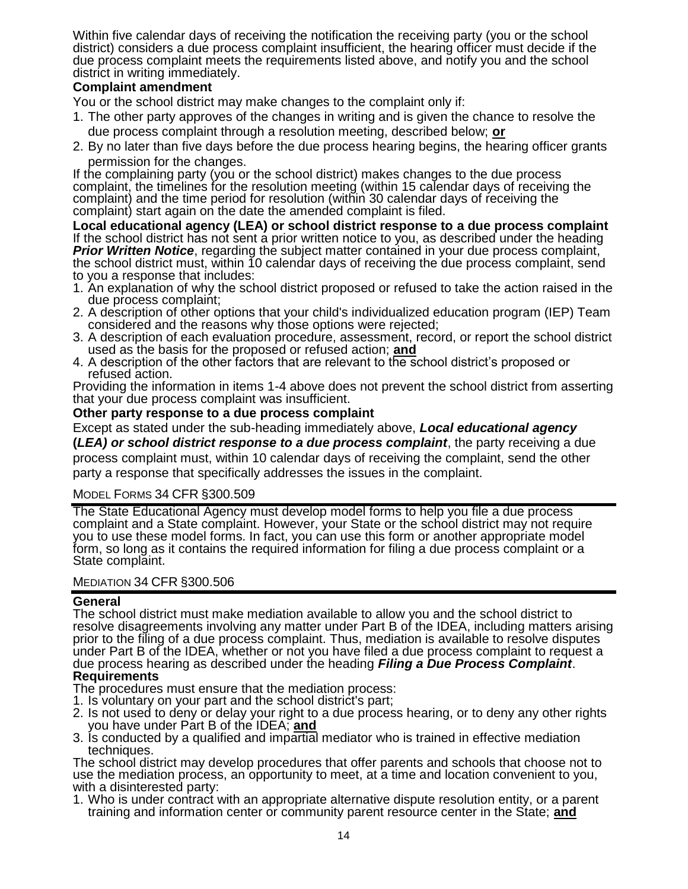Within five calendar days of receiving the notification the receiving party (you or the school district) considers a due process complaint insufficient, the hearing officer must decide if the due process complaint meets the requirements listed above, and notify you and the school district in writing immediately.

**Complaint amendment**

You or the school district may make changes to the complaint only if:

1. The other party approves of the changes in writing and is given the chance to resolve the due process complaint through a resolution meeting, described below; **or**
2. By no later than five days before the due process hearing begins, the hearing officer grants permission for the changes.

If the complaining party (you or the school district) makes changes to the due process complaint, the timelines for the resolution meeting (within 15 calendar days of receiving the complaint) and the time period for resolution (within 30 calendar days of receiving the complaint) start again on the date the amended complaint is filed.

**Local educational agency (LEA) or school district response to a due process complaint**

If the school district has not sent a prior written notice to you, as described under the heading ***Prior Written Notice***, regarding the subject matter contained in your due process complaint, the school district must, within 10 calendar days of receiving the due process complaint, send to you a response that includes:

1. An explanation of why the school district proposed or refused to take the action raised in the due process complaint;
2. A description of other options that your child's individualized education program (IEP) Team considered and the reasons why those options were rejected;
3. A description of each evaluation procedure, assessment, record, or report the school district used as the basis for the proposed or refused action; **and**
4. A description of the other factors that are relevant to the school district's proposed or refused action.

Providing the information in items 1-4 above does not prevent the school district from asserting that your due process complaint was insufficient.

**Other party response to a due process complaint**

Except as stated under the sub-heading immediately above, ***Local educational agency (LEA) or school district response to a due process complaint***, the party receiving a due process complaint must, within 10 calendar days of receiving the complaint, send the other party a response that specifically addresses the issues in the complaint.

## MODEL FORMS 34 CFR §300.509

The State Educational Agency must develop model forms to help you file a due process complaint and a State complaint. However, your State or the school district may not require you to use these model forms. In fact, you can use this form or another appropriate model form, so long as it contains the required information for filing a due process complaint or a State complaint.

## MEDIATION 34 CFR §300.506

**General**

The school district must make mediation available to allow you and the school district to resolve disagreements involving any matter under Part B of the IDEA, including matters arising prior to the filing of a due process complaint. Thus, mediation is available to resolve disputes under Part B of the IDEA, whether or not you have filed a due process complaint to request a due process hearing as described under the heading ***Filing a Due Process Complaint***.

**Requirements**

The procedures must ensure that the mediation process:

1. Is voluntary on your part and the school district's part;
2. Is not used to deny or delay your right to a due process hearing, or to deny any other rights you have under Part B of the IDEA; **and**
3. Is conducted by a qualified and impartial mediator who is trained in effective mediation techniques.

The school district may develop procedures that offer parents and schools that choose not to use the mediation process, an opportunity to meet, at a time and location convenient to you, with a disinterested party:

1. Who is under contract with an appropriate alternative dispute resolution entity, or a parent training and information center or community parent resource center in the State; **and**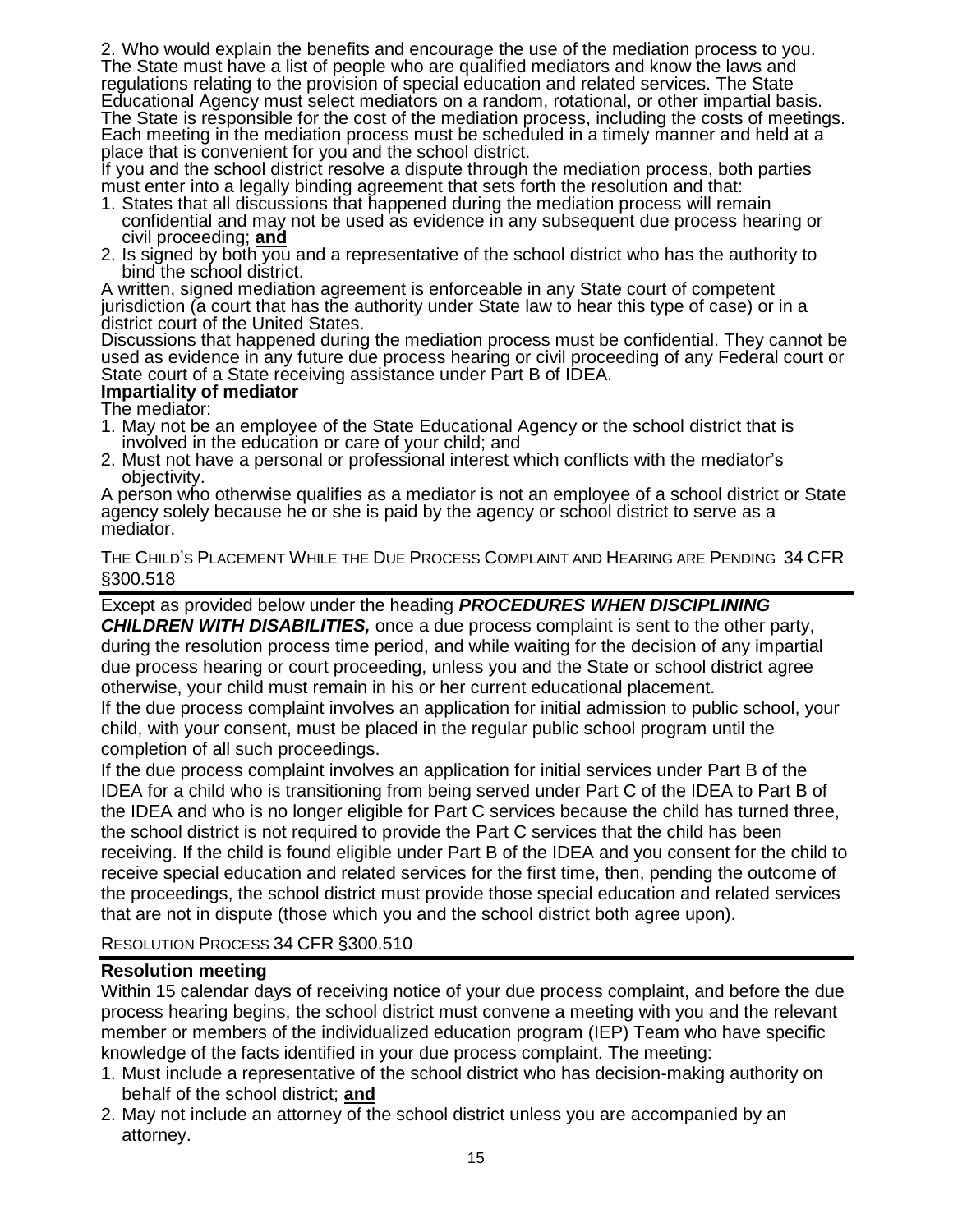2. Who would explain the benefits and encourage the use of the mediation process to you.

The State must have a list of people who are qualified mediators and know the laws and regulations relating to the provision of special education and related services. The State Educational Agency must select mediators on a random, rotational, or other impartial basis. The State is responsible for the cost of the mediation process, including the costs of meetings. Each meeting in the mediation process must be scheduled in a timely manner and held at a place that is convenient for you and the school district.

If you and the school district resolve a dispute through the mediation process, both parties must enter into a legally binding agreement that sets forth the resolution and that:

1. States that all discussions that happened during the mediation process will remain confidential and may not be used as evidence in any subsequent due process hearing or civil proceeding; **and**
2. Is signed by both you and a representative of the school district who has the authority to bind the school district.

A written, signed mediation agreement is enforceable in any State court of competent jurisdiction (a court that has the authority under State law to hear this type of case) or in a district court of the United States.

Discussions that happened during the mediation process must be confidential. They cannot be used as evidence in any future due process hearing or civil proceeding of any Federal court or State court of a State receiving assistance under Part B of IDEA.

**Impartiality of mediator**

The mediator:

1. May not be an employee of the State Educational Agency or the school district that is involved in the education or care of your child; and
2. Must not have a personal or professional interest which conflicts with the mediator's objectivity.

A person who otherwise qualifies as a mediator is not an employee of a school district or State agency solely because he or she is paid by the agency or school district to serve as a mediator.

## The Child's Placement While the Due Process Complaint and Hearing are Pending 34 CFR §300.518

Except as provided below under the heading ***PROCEDURES WHEN DISCIPLINING CHILDREN WITH DISABILITIES,*** once a due process complaint is sent to the other party, during the resolution process time period, and while waiting for the decision of any impartial due process hearing or court proceeding, unless you and the State or school district agree otherwise, your child must remain in his or her current educational placement.

If the due process complaint involves an application for initial admission to public school, your child, with your consent, must be placed in the regular public school program until the completion of all such proceedings.

If the due process complaint involves an application for initial services under Part B of the IDEA for a child who is transitioning from being served under Part C of the IDEA to Part B of the IDEA and who is no longer eligible for Part C services because the child has turned three, the school district is not required to provide the Part C services that the child has been receiving. If the child is found eligible under Part B of the IDEA and you consent for the child to receive special education and related services for the first time, then, pending the outcome of the proceedings, the school district must provide those special education and related services that are not in dispute (those which you and the school district both agree upon).

## Resolution Process 34 CFR §300.510

**Resolution meeting**

Within 15 calendar days of receiving notice of your due process complaint, and before the due process hearing begins, the school district must convene a meeting with you and the relevant member or members of the individualized education program (IEP) Team who have specific knowledge of the facts identified in your due process complaint. The meeting:

1. Must include a representative of the school district who has decision-making authority on behalf of the school district; **and**
2. May not include an attorney of the school district unless you are accompanied by an attorney.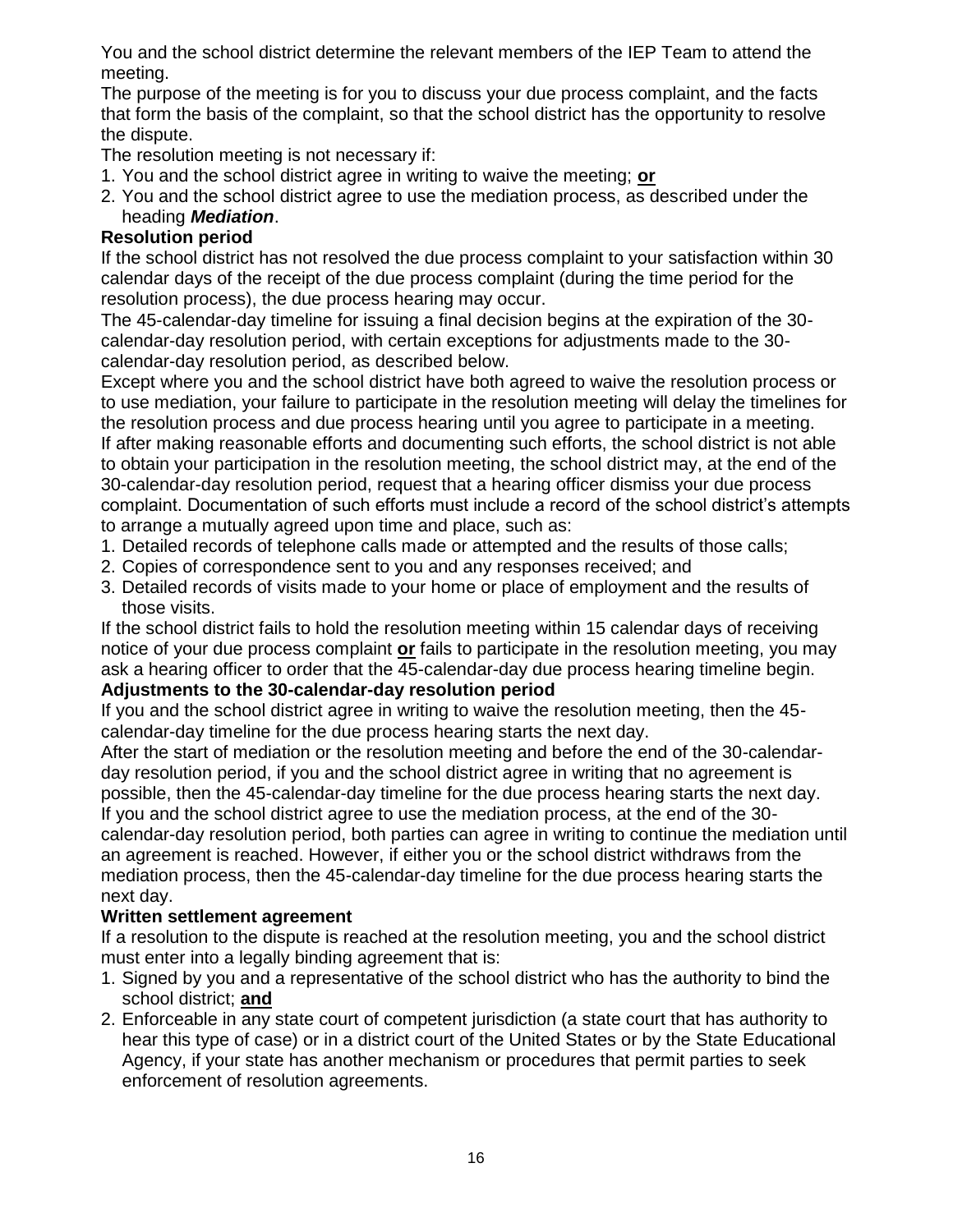You and the school district determine the relevant members of the IEP Team to attend the meeting.

The purpose of the meeting is for you to discuss your due process complaint, and the facts that form the basis of the complaint, so that the school district has the opportunity to resolve the dispute.

The resolution meeting is not necessary if:

1. You and the school district agree in writing to waive the meeting; **or**
2. You and the school district agree to use the mediation process, as described under the heading ***Mediation***.

**Resolution period**

If the school district has not resolved the due process complaint to your satisfaction within 30 calendar days of the receipt of the due process complaint (during the time period for the resolution process), the due process hearing may occur.

The 45-calendar-day timeline for issuing a final decision begins at the expiration of the 30-calendar-day resolution period, with certain exceptions for adjustments made to the 30-calendar-day resolution period, as described below.

Except where you and the school district have both agreed to waive the resolution process or to use mediation, your failure to participate in the resolution meeting will delay the timelines for the resolution process and due process hearing until you agree to participate in a meeting.

If after making reasonable efforts and documenting such efforts, the school district is not able to obtain your participation in the resolution meeting, the school district may, at the end of the 30-calendar-day resolution period, request that a hearing officer dismiss your due process complaint. Documentation of such efforts must include a record of the school district's attempts to arrange a mutually agreed upon time and place, such as:

1. Detailed records of telephone calls made or attempted and the results of those calls;
2. Copies of correspondence sent to you and any responses received; and
3. Detailed records of visits made to your home or place of employment and the results of those visits.

If the school district fails to hold the resolution meeting within 15 calendar days of receiving notice of your due process complaint **or** fails to participate in the resolution meeting, you may ask a hearing officer to order that the 45-calendar-day due process hearing timeline begin.

**Adjustments to the 30-calendar-day resolution period**

If you and the school district agree in writing to waive the resolution meeting, then the 45-calendar-day timeline for the due process hearing starts the next day.

After the start of mediation or the resolution meeting and before the end of the 30-calendar-day resolution period, if you and the school district agree in writing that no agreement is possible, then the 45-calendar-day timeline for the due process hearing starts the next day.

If you and the school district agree to use the mediation process, at the end of the 30-calendar-day resolution period, both parties can agree in writing to continue the mediation until an agreement is reached. However, if either you or the school district withdraws from the mediation process, then the 45-calendar-day timeline for the due process hearing starts the next day.

**Written settlement agreement**

If a resolution to the dispute is reached at the resolution meeting, you and the school district must enter into a legally binding agreement that is:

1. Signed by you and a representative of the school district who has the authority to bind the school district; **and**
2. Enforceable in any state court of competent jurisdiction (a state court that has authority to hear this type of case) or in a district court of the United States or by the State Educational Agency, if your state has another mechanism or procedures that permit parties to seek enforcement of resolution agreements.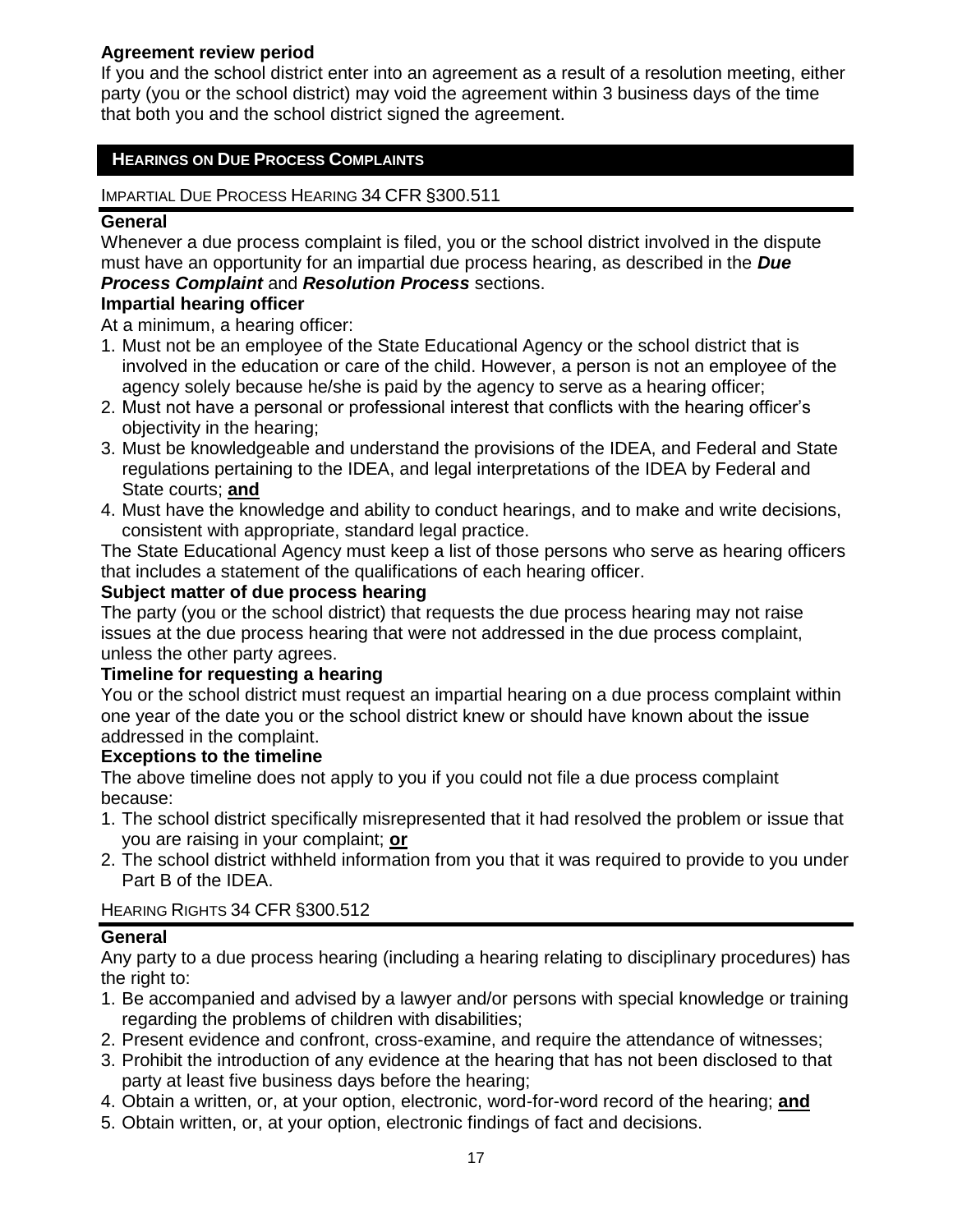**Agreement review period**

If you and the school district enter into an agreement as a result of a resolution meeting, either party (you or the school district) may void the agreement within 3 business days of the time that both you and the school district signed the agreement.

## HEARINGS ON DUE PROCESS COMPLAINTS

### IMPARTIAL DUE PROCESS HEARING 34 CFR §300.511

**General**

Whenever a due process complaint is filed, you or the school district involved in the dispute must have an opportunity for an impartial due process hearing, as described in the ***Due Process Complaint*** and ***Resolution Process*** sections.

**Impartial hearing officer**

At a minimum, a hearing officer:

1. Must not be an employee of the State Educational Agency or the school district that is involved in the education or care of the child. However, a person is not an employee of the agency solely because he/she is paid by the agency to serve as a hearing officer;
2. Must not have a personal or professional interest that conflicts with the hearing officer's objectivity in the hearing;
3. Must be knowledgeable and understand the provisions of the IDEA, and Federal and State regulations pertaining to the IDEA, and legal interpretations of the IDEA by Federal and State courts; **and**
4. Must have the knowledge and ability to conduct hearings, and to make and write decisions, consistent with appropriate, standard legal practice.

The State Educational Agency must keep a list of those persons who serve as hearing officers that includes a statement of the qualifications of each hearing officer.

**Subject matter of due process hearing**

The party (you or the school district) that requests the due process hearing may not raise issues at the due process hearing that were not addressed in the due process complaint, unless the other party agrees.

**Timeline for requesting a hearing**

You or the school district must request an impartial hearing on a due process complaint within one year of the date you or the school district knew or should have known about the issue addressed in the complaint.

**Exceptions to the timeline**

The above timeline does not apply to you if you could not file a due process complaint because:

1. The school district specifically misrepresented that it had resolved the problem or issue that you are raising in your complaint; **or**
2. The school district withheld information from you that it was required to provide to you under Part B of the IDEA.

### HEARING RIGHTS 34 CFR §300.512

**General**

Any party to a due process hearing (including a hearing relating to disciplinary procedures) has the right to:

1. Be accompanied and advised by a lawyer and/or persons with special knowledge or training regarding the problems of children with disabilities;
2. Present evidence and confront, cross-examine, and require the attendance of witnesses;
3. Prohibit the introduction of any evidence at the hearing that has not been disclosed to that party at least five business days before the hearing;
4. Obtain a written, or, at your option, electronic, word-for-word record of the hearing; **and**
5. Obtain written, or, at your option, electronic findings of fact and decisions.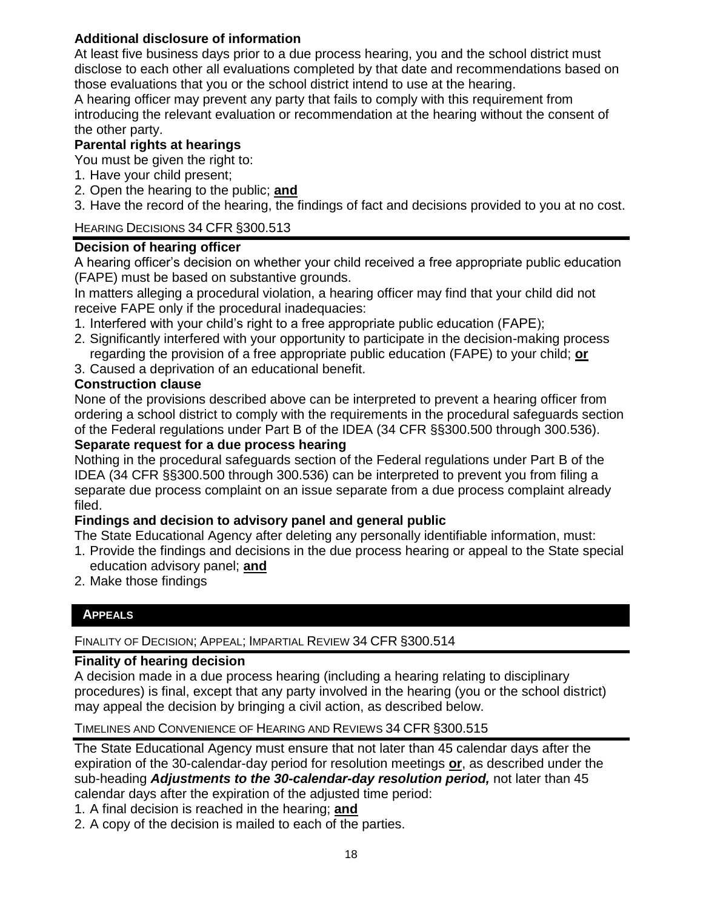**Additional disclosure of information**

At least five business days prior to a due process hearing, you and the school district must disclose to each other all evaluations completed by that date and recommendations based on those evaluations that you or the school district intend to use at the hearing.

A hearing officer may prevent any party that fails to comply with this requirement from introducing the relevant evaluation or recommendation at the hearing without the consent of the other party.

**Parental rights at hearings**

You must be given the right to:

1. Have your child present;
2. Open the hearing to the public; **and**
3. Have the record of the hearing, the findings of fact and decisions provided to you at no cost.

HEARING DECISIONS 34 CFR §300.513

**Decision of hearing officer**

A hearing officer's decision on whether your child received a free appropriate public education (FAPE) must be based on substantive grounds.

In matters alleging a procedural violation, a hearing officer may find that your child did not receive FAPE only if the procedural inadequacies:

1. Interfered with your child's right to a free appropriate public education (FAPE);
2. Significantly interfered with your opportunity to participate in the decision-making process regarding the provision of a free appropriate public education (FAPE) to your child; **or**
3. Caused a deprivation of an educational benefit.

**Construction clause**

None of the provisions described above can be interpreted to prevent a hearing officer from ordering a school district to comply with the requirements in the procedural safeguards section of the Federal regulations under Part B of the IDEA (34 CFR §§300.500 through 300.536).

**Separate request for a due process hearing**

Nothing in the procedural safeguards section of the Federal regulations under Part B of the IDEA (34 CFR §§300.500 through 300.536) can be interpreted to prevent you from filing a separate due process complaint on an issue separate from a due process complaint already filed.

**Findings and decision to advisory panel and general public**

The State Educational Agency after deleting any personally identifiable information, must:

1. Provide the findings and decisions in the due process hearing or appeal to the State special education advisory panel; **and**
2. Make those findings

## APPEALS

FINALITY OF DECISION; APPEAL; IMPARTIAL REVIEW 34 CFR §300.514

**Finality of hearing decision**

A decision made in a due process hearing (including a hearing relating to disciplinary procedures) is final, except that any party involved in the hearing (you or the school district) may appeal the decision by bringing a civil action, as described below.

TIMELINES AND CONVENIENCE OF HEARING AND REVIEWS 34 CFR §300.515

The State Educational Agency must ensure that not later than 45 calendar days after the expiration of the 30-calendar-day period for resolution meetings **or**, as described under the sub-heading ***Adjustments to the 30-calendar-day resolution period,*** not later than 45 calendar days after the expiration of the adjusted time period:

1. A final decision is reached in the hearing; **and**
2. A copy of the decision is mailed to each of the parties.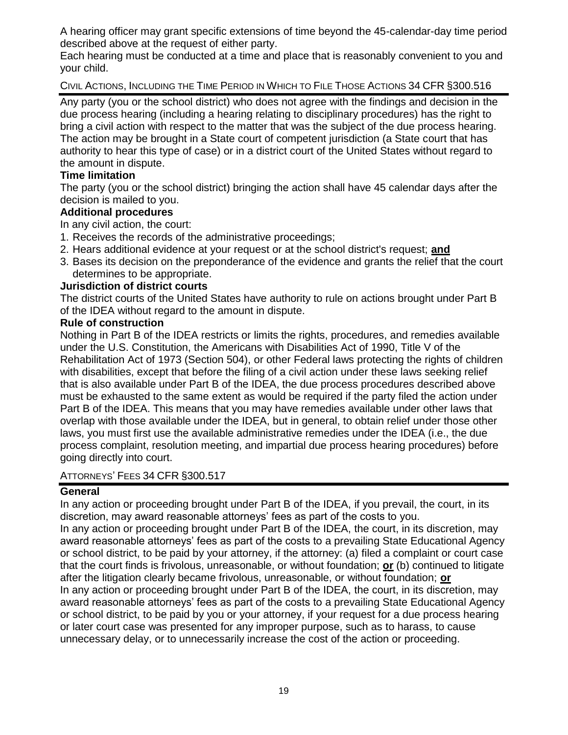A hearing officer may grant specific extensions of time beyond the 45-calendar-day time period described above at the request of either party.

Each hearing must be conducted at a time and place that is reasonably convenient to you and your child.

## Civil Actions, Including the Time Period in Which to File Those Actions 34 CFR §300.516

Any party (you or the school district) who does not agree with the findings and decision in the due process hearing (including a hearing relating to disciplinary procedures) has the right to bring a civil action with respect to the matter that was the subject of the due process hearing. The action may be brought in a State court of competent jurisdiction (a State court that has authority to hear this type of case) or in a district court of the United States without regard to the amount in dispute.

**Time limitation**

The party (you or the school district) bringing the action shall have 45 calendar days after the decision is mailed to you.

**Additional procedures**

In any civil action, the court:

1. Receives the records of the administrative proceedings;
2. Hears additional evidence at your request or at the school district's request; **and**
3. Bases its decision on the preponderance of the evidence and grants the relief that the court determines to be appropriate.

**Jurisdiction of district courts**

The district courts of the United States have authority to rule on actions brought under Part B of the IDEA without regard to the amount in dispute.

**Rule of construction**

Nothing in Part B of the IDEA restricts or limits the rights, procedures, and remedies available under the U.S. Constitution, the Americans with Disabilities Act of 1990, Title V of the Rehabilitation Act of 1973 (Section 504), or other Federal laws protecting the rights of children with disabilities, except that before the filing of a civil action under these laws seeking relief that is also available under Part B of the IDEA, the due process procedures described above must be exhausted to the same extent as would be required if the party filed the action under Part B of the IDEA. This means that you may have remedies available under other laws that overlap with those available under the IDEA, but in general, to obtain relief under those other laws, you must first use the available administrative remedies under the IDEA (i.e., the due process complaint, resolution meeting, and impartial due process hearing procedures) before going directly into court.

## Attorneys' Fees 34 CFR §300.517

**General**

In any action or proceeding brought under Part B of the IDEA, if you prevail, the court, in its discretion, may award reasonable attorneys' fees as part of the costs to you.

In any action or proceeding brought under Part B of the IDEA, the court, in its discretion, may award reasonable attorneys' fees as part of the costs to a prevailing State Educational Agency or school district, to be paid by your attorney, if the attorney: (a) filed a complaint or court case that the court finds is frivolous, unreasonable, or without foundation; **or** (b) continued to litigate after the litigation clearly became frivolous, unreasonable, or without foundation; **or**

In any action or proceeding brought under Part B of the IDEA, the court, in its discretion, may award reasonable attorneys' fees as part of the costs to a prevailing State Educational Agency or school district, to be paid by you or your attorney, if your request for a due process hearing or later court case was presented for any improper purpose, such as to harass, to cause unnecessary delay, or to unnecessarily increase the cost of the action or proceeding.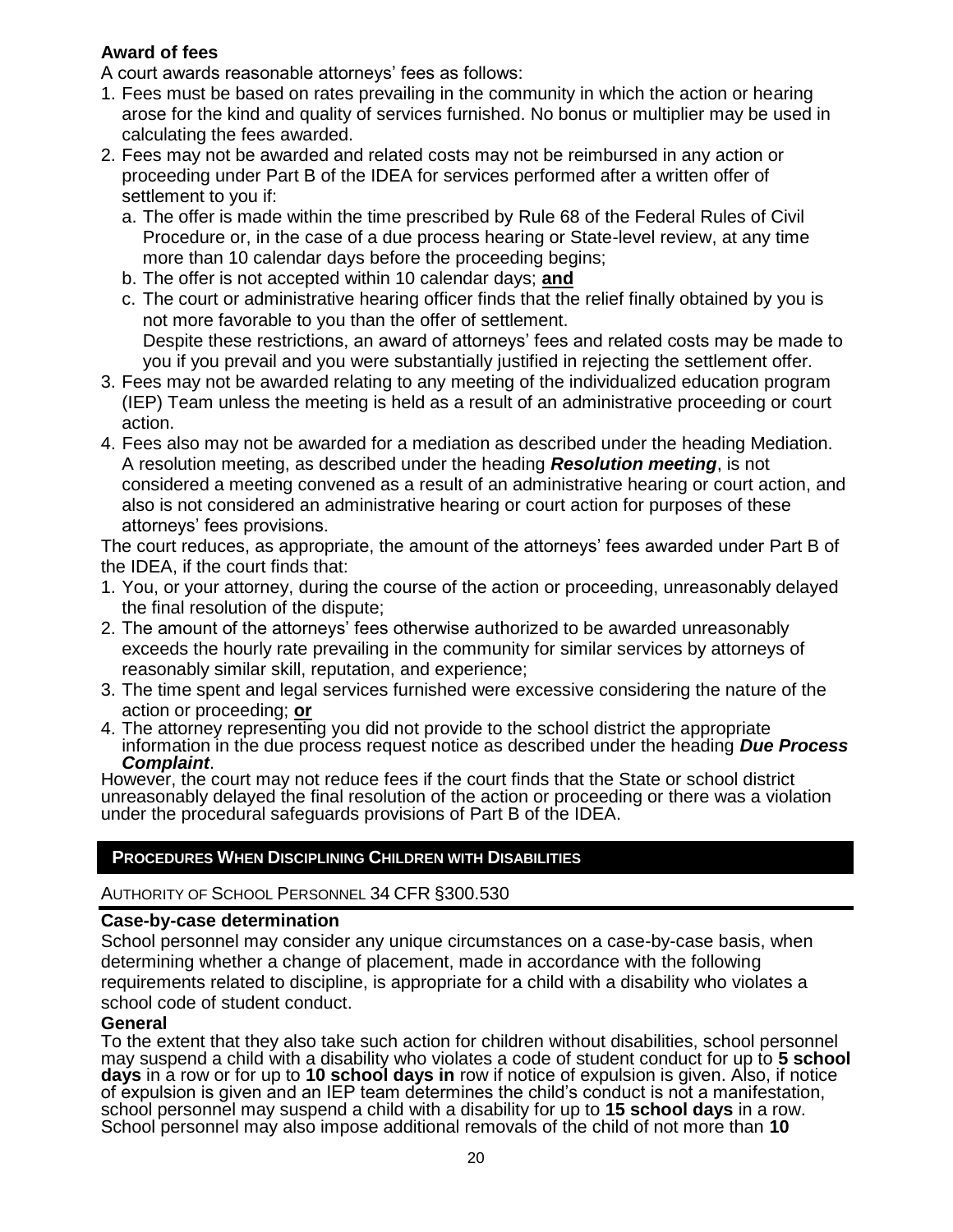### Award of fees

A court awards reasonable attorneys' fees as follows:

1. Fees must be based on rates prevailing in the community in which the action or hearing arose for the kind and quality of services furnished. No bonus or multiplier may be used in calculating the fees awarded.
2. Fees may not be awarded and related costs may not be reimbursed in any action or proceeding under Part B of the IDEA for services performed after a written offer of settlement to you if:
   a. The offer is made within the time prescribed by Rule 68 of the Federal Rules of Civil Procedure or, in the case of a due process hearing or State-level review, at any time more than 10 calendar days before the proceeding begins;
   b. The offer is not accepted within 10 calendar days; **and**
   c. The court or administrative hearing officer finds that the relief finally obtained by you is not more favorable to you than the offer of settlement.

   Despite these restrictions, an award of attorneys' fees and related costs may be made to you if you prevail and you were substantially justified in rejecting the settlement offer.
3. Fees may not be awarded relating to any meeting of the individualized education program (IEP) Team unless the meeting is held as a result of an administrative proceeding or court action.
4. Fees also may not be awarded for a mediation as described under the heading Mediation. A resolution meeting, as described under the heading ***Resolution meeting***, is not considered a meeting convened as a result of an administrative hearing or court action, and also is not considered an administrative hearing or court action for purposes of these attorneys' fees provisions.

The court reduces, as appropriate, the amount of the attorneys' fees awarded under Part B of the IDEA, if the court finds that:

1. You, or your attorney, during the course of the action or proceeding, unreasonably delayed the final resolution of the dispute;
2. The amount of the attorneys' fees otherwise authorized to be awarded unreasonably exceeds the hourly rate prevailing in the community for similar services by attorneys of reasonably similar skill, reputation, and experience;
3. The time spent and legal services furnished were excessive considering the nature of the action or proceeding; **or**
4. The attorney representing you did not provide to the school district the appropriate information in the due process request notice as described under the heading ***Due Process Complaint***.

However, the court may not reduce fees if the court finds that the State or school district unreasonably delayed the final resolution of the action or proceeding or there was a violation under the procedural safeguards provisions of Part B of the IDEA.

## PROCEDURES WHEN DISCIPLINING CHILDREN WITH DISABILITIES

AUTHORITY OF SCHOOL PERSONNEL 34 CFR §300.530

### Case-by-case determination

School personnel may consider any unique circumstances on a case-by-case basis, when determining whether a change of placement, made in accordance with the following requirements related to discipline, is appropriate for a child with a disability who violates a school code of student conduct.

### General

To the extent that they also take such action for children without disabilities, school personnel may suspend a child with a disability who violates a code of student conduct for up to **5 school days** in a row or for up to **10 school days in** row if notice of expulsion is given. Also, if notice of expulsion is given and an IEP team determines the child's conduct is not a manifestation, school personnel may suspend a child with a disability for up to **15 school days** in a row. School personnel may also impose additional removals of the child of not more than **10**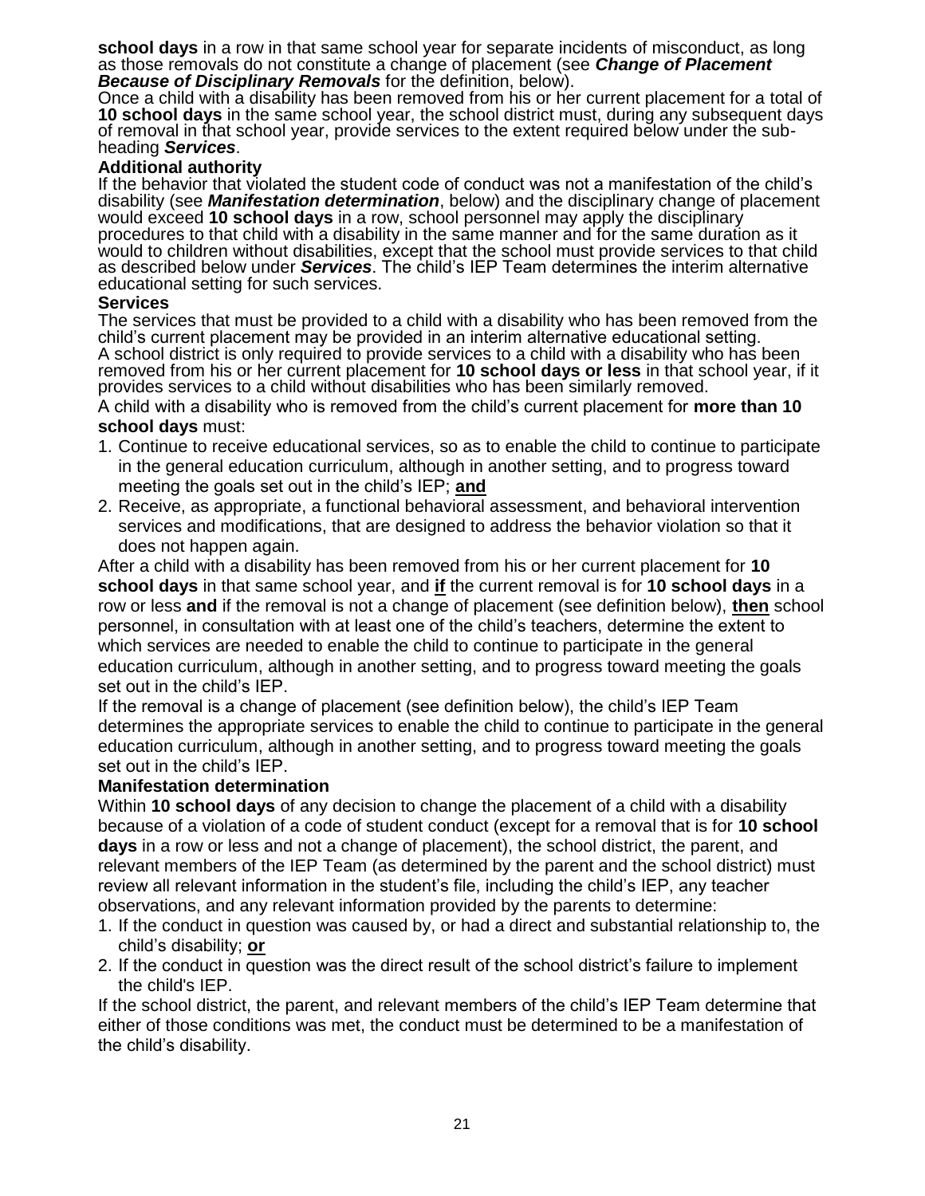**school days** in a row in that same school year for separate incidents of misconduct, as long as those removals do not constitute a change of placement (see ***Change of Placement Because of Disciplinary Removals*** for the definition, below).

Once a child with a disability has been removed from his or her current placement for a total of **10 school days** in the same school year, the school district must, during any subsequent days of removal in that school year, provide services to the extent required below under the sub-heading ***Services***.

**Additional authority**

If the behavior that violated the student code of conduct was not a manifestation of the child's disability (see ***Manifestation determination***, below) and the disciplinary change of placement would exceed **10 school days** in a row, school personnel may apply the disciplinary procedures to that child with a disability in the same manner and for the same duration as it would to children without disabilities, except that the school must provide services to that child as described below under ***Services***. The child's IEP Team determines the interim alternative educational setting for such services.

**Services**

The services that must be provided to a child with a disability who has been removed from the child's current placement may be provided in an interim alternative educational setting.

A school district is only required to provide services to a child with a disability who has been removed from his or her current placement for **10 school days or less** in that school year, if it provides services to a child without disabilities who has been similarly removed.

A child with a disability who is removed from the child's current placement for **more than 10 school days** must:

1. Continue to receive educational services, so as to enable the child to continue to participate in the general education curriculum, although in another setting, and to progress toward meeting the goals set out in the child's IEP; **and**
2. Receive, as appropriate, a functional behavioral assessment, and behavioral intervention services and modifications, that are designed to address the behavior violation so that it does not happen again.

After a child with a disability has been removed from his or her current placement for **10 school days** in that same school year, and **if** the current removal is for **10 school days** in a row or less **and** if the removal is not a change of placement (see definition below), **then** school personnel, in consultation with at least one of the child's teachers, determine the extent to which services are needed to enable the child to continue to participate in the general education curriculum, although in another setting, and to progress toward meeting the goals set out in the child's IEP.

If the removal is a change of placement (see definition below), the child's IEP Team determines the appropriate services to enable the child to continue to participate in the general education curriculum, although in another setting, and to progress toward meeting the goals set out in the child's IEP.

**Manifestation determination**

Within **10 school days** of any decision to change the placement of a child with a disability because of a violation of a code of student conduct (except for a removal that is for **10 school days** in a row or less and not a change of placement), the school district, the parent, and relevant members of the IEP Team (as determined by the parent and the school district) must review all relevant information in the student's file, including the child's IEP, any teacher observations, and any relevant information provided by the parents to determine:

1. If the conduct in question was caused by, or had a direct and substantial relationship to, the child's disability; **or**
2. If the conduct in question was the direct result of the school district's failure to implement the child's IEP.

If the school district, the parent, and relevant members of the child's IEP Team determine that either of those conditions was met, the conduct must be determined to be a manifestation of the child's disability.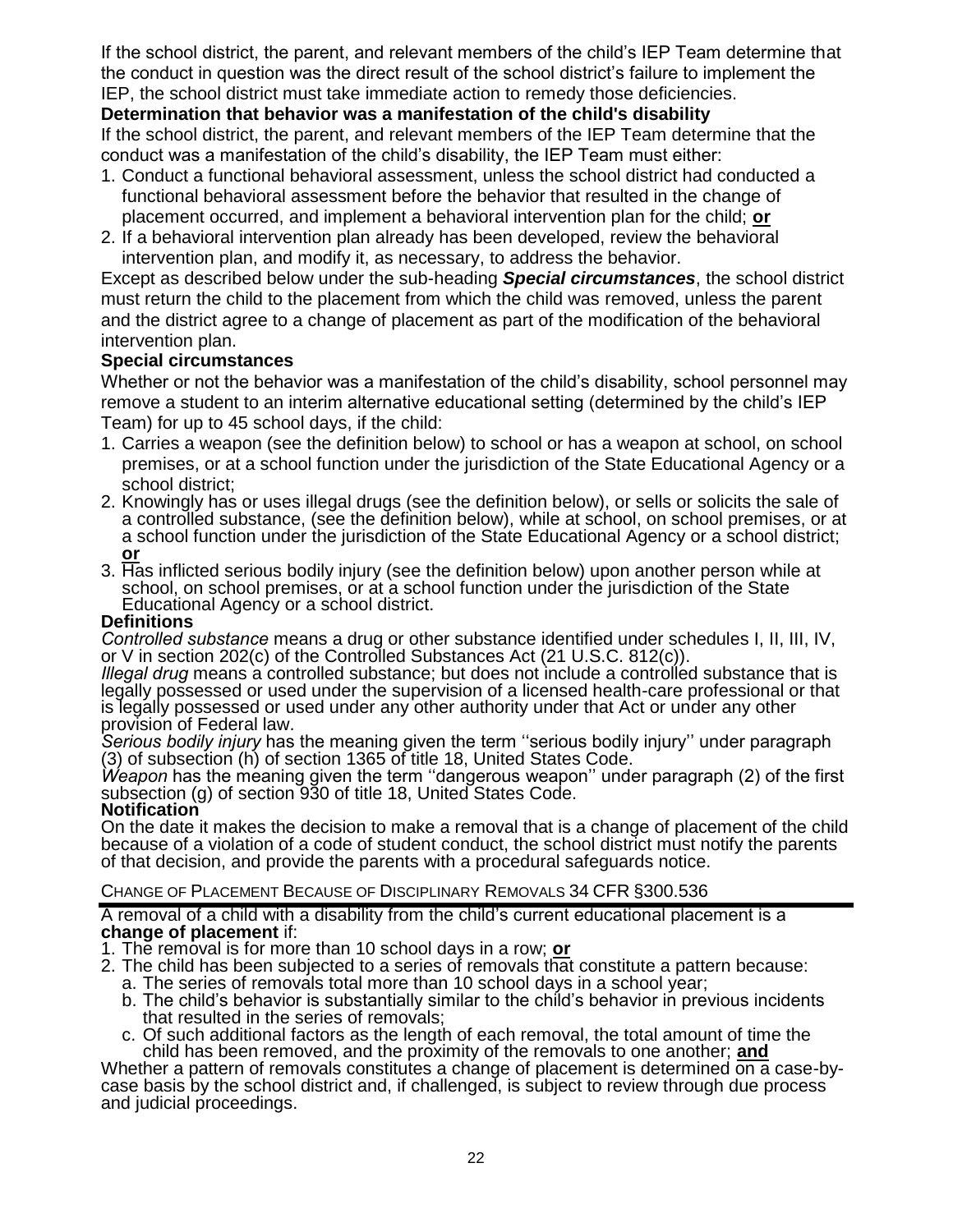If the school district, the parent, and relevant members of the child's IEP Team determine that the conduct in question was the direct result of the school district's failure to implement the IEP, the school district must take immediate action to remedy those deficiencies.

**Determination that behavior was a manifestation of the child's disability**

If the school district, the parent, and relevant members of the IEP Team determine that the conduct was a manifestation of the child's disability, the IEP Team must either:

1. Conduct a functional behavioral assessment, unless the school district had conducted a functional behavioral assessment before the behavior that resulted in the change of placement occurred, and implement a behavioral intervention plan for the child; **or**
2. If a behavioral intervention plan already has been developed, review the behavioral intervention plan, and modify it, as necessary, to address the behavior.

Except as described below under the sub-heading ***Special circumstances***, the school district must return the child to the placement from which the child was removed, unless the parent and the district agree to a change of placement as part of the modification of the behavioral intervention plan.

**Special circumstances**

Whether or not the behavior was a manifestation of the child's disability, school personnel may remove a student to an interim alternative educational setting (determined by the child's IEP Team) for up to 45 school days, if the child:

1. Carries a weapon (see the definition below) to school or has a weapon at school, on school premises, or at a school function under the jurisdiction of the State Educational Agency or a school district;
2. Knowingly has or uses illegal drugs (see the definition below), or sells or solicits the sale of a controlled substance, (see the definition below), while at school, on school premises, or at a school function under the jurisdiction of the State Educational Agency or a school district; **or**
3. Has inflicted serious bodily injury (see the definition below) upon another person while at school, on school premises, or at a school function under the jurisdiction of the State Educational Agency or a school district.

**Definitions**

*Controlled substance* means a drug or other substance identified under schedules I, II, III, IV, or V in section 202(c) of the Controlled Substances Act (21 U.S.C. 812(c)).

*Illegal drug* means a controlled substance; but does not include a controlled substance that is legally possessed or used under the supervision of a licensed health-care professional or that is legally possessed or used under any other authority under that Act or under any other provision of Federal law.

*Serious bodily injury* has the meaning given the term ''serious bodily injury'' under paragraph (3) of subsection (h) of section 1365 of title 18, United States Code.

*Weapon* has the meaning given the term ''dangerous weapon'' under paragraph (2) of the first subsection (g) of section 930 of title 18, United States Code.

**Notification**

On the date it makes the decision to make a removal that is a change of placement of the child because of a violation of a code of student conduct, the school district must notify the parents of that decision, and provide the parents with a procedural safeguards notice.

## CHANGE OF PLACEMENT BECAUSE OF DISCIPLINARY REMOVALS 34 CFR §300.536

A removal of a child with a disability from the child's current educational placement is a **change of placement** if:

1. The removal is for more than 10 school days in a row; **or**
2. The child has been subjected to a series of removals that constitute a pattern because:
   a. The series of removals total more than 10 school days in a school year;
   b. The child's behavior is substantially similar to the child's behavior in previous incidents that resulted in the series of removals;
   c. Of such additional factors as the length of each removal, the total amount of time the child has been removed, and the proximity of the removals to one another; **and**

Whether a pattern of removals constitutes a change of placement is determined on a case-by-case basis by the school district and, if challenged, is subject to review through due process and judicial proceedings.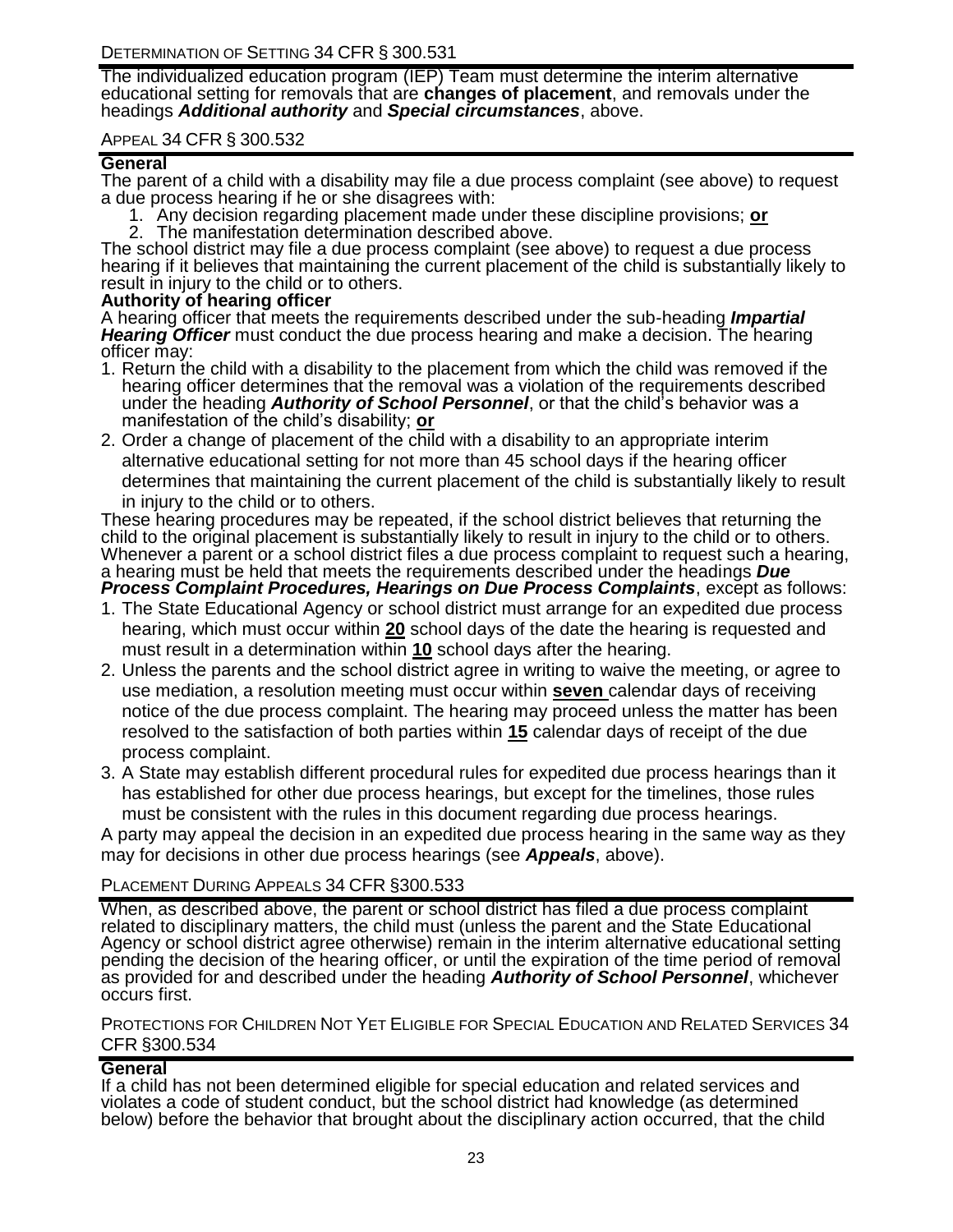## Determination of Setting 34 CFR § 300.531

The individualized education program (IEP) Team must determine the interim alternative educational setting for removals that are **changes of placement**, and removals under the headings ***Additional authority*** and ***Special circumstances***, above.

## Appeal 34 CFR § 300.532

### General

The parent of a child with a disability may file a due process complaint (see above) to request a due process hearing if he or she disagrees with:

1. Any decision regarding placement made under these discipline provisions; **or**
2. The manifestation determination described above.

The school district may file a due process complaint (see above) to request a due process hearing if it believes that maintaining the current placement of the child is substantially likely to result in injury to the child or to others.

### Authority of hearing officer

A hearing officer that meets the requirements described under the sub-heading ***Impartial Hearing Officer*** must conduct the due process hearing and make a decision. The hearing officer may:

1. Return the child with a disability to the placement from which the child was removed if the hearing officer determines that the removal was a violation of the requirements described under the heading ***Authority of School Personnel***, or that the child's behavior was a manifestation of the child's disability; **or**
2. Order a change of placement of the child with a disability to an appropriate interim alternative educational setting for not more than 45 school days if the hearing officer determines that maintaining the current placement of the child is substantially likely to result in injury to the child or to others.

These hearing procedures may be repeated, if the school district believes that returning the child to the original placement is substantially likely to result in injury to the child or to others.

Whenever a parent or a school district files a due process complaint to request such a hearing, a hearing must be held that meets the requirements described under the headings ***Due Process Complaint Procedures, Hearings on Due Process Complaints***, except as follows:

1. The State Educational Agency or school district must arrange for an expedited due process hearing, which must occur within **20** school days of the date the hearing is requested and must result in a determination within **10** school days after the hearing.
2. Unless the parents and the school district agree in writing to waive the meeting, or agree to use mediation, a resolution meeting must occur within **seven** calendar days of receiving notice of the due process complaint. The hearing may proceed unless the matter has been resolved to the satisfaction of both parties within **15** calendar days of receipt of the due process complaint.
3. A State may establish different procedural rules for expedited due process hearings than it has established for other due process hearings, but except for the timelines, those rules must be consistent with the rules in this document regarding due process hearings.

A party may appeal the decision in an expedited due process hearing in the same way as they may for decisions in other due process hearings (see ***Appeals***, above).

## Placement During Appeals 34 CFR §300.533

When, as described above, the parent or school district has filed a due process complaint related to disciplinary matters, the child must (unless the parent and the State Educational Agency or school district agree otherwise) remain in the interim alternative educational setting pending the decision of the hearing officer, or until the expiration of the time period of removal as provided for and described under the heading ***Authority of School Personnel***, whichever occurs first.

## Protections for Children Not Yet Eligible for Special Education and Related Services 34 CFR §300.534

### General

If a child has not been determined eligible for special education and related services and violates a code of student conduct, but the school district had knowledge (as determined below) before the behavior that brought about the disciplinary action occurred, that the child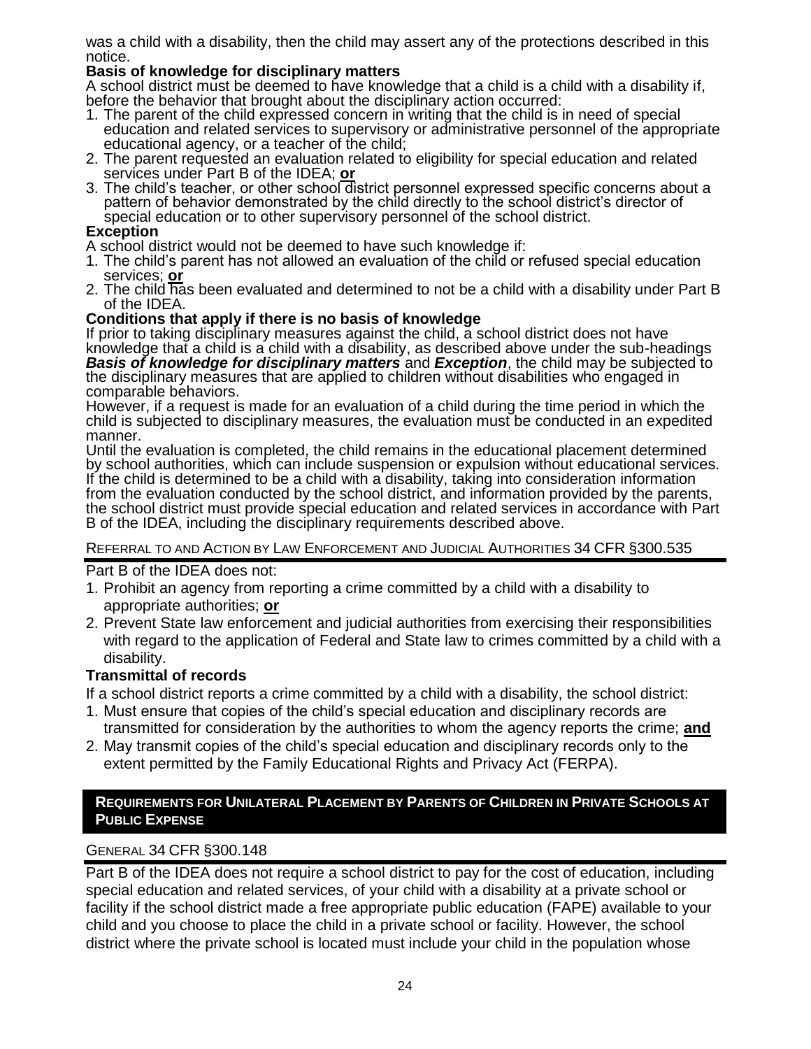was a child with a disability, then the child may assert any of the protections described in this notice.

**Basis of knowledge for disciplinary matters**

A school district must be deemed to have knowledge that a child is a child with a disability if, before the behavior that brought about the disciplinary action occurred:

1. The parent of the child expressed concern in writing that the child is in need of special education and related services to supervisory or administrative personnel of the appropriate educational agency, or a teacher of the child;
2. The parent requested an evaluation related to eligibility for special education and related services under Part B of the IDEA; **or**
3. The child's teacher, or other school district personnel expressed specific concerns about a pattern of behavior demonstrated by the child directly to the school district's director of special education or to other supervisory personnel of the school district.

**Exception**

A school district would not be deemed to have such knowledge if:

1. The child's parent has not allowed an evaluation of the child or refused special education services; **or**
2. The child has been evaluated and determined to not be a child with a disability under Part B of the IDEA.

**Conditions that apply if there is no basis of knowledge**

If prior to taking disciplinary measures against the child, a school district does not have knowledge that a child is a child with a disability, as described above under the sub-headings ***Basis of knowledge for disciplinary matters*** and ***Exception***, the child may be subjected to the disciplinary measures that are applied to children without disabilities who engaged in comparable behaviors.

However, if a request is made for an evaluation of a child during the time period in which the child is subjected to disciplinary measures, the evaluation must be conducted in an expedited manner.

Until the evaluation is completed, the child remains in the educational placement determined by school authorities, which can include suspension or expulsion without educational services. If the child is determined to be a child with a disability, taking into consideration information from the evaluation conducted by the school district, and information provided by the parents, the school district must provide special education and related services in accordance with Part B of the IDEA, including the disciplinary requirements described above.

### Referral to and Action by Law Enforcement and Judicial Authorities 34 CFR §300.535

Part B of the IDEA does not:

1. Prohibit an agency from reporting a crime committed by a child with a disability to appropriate authorities; **or**
2. Prevent State law enforcement and judicial authorities from exercising their responsibilities with regard to the application of Federal and State law to crimes committed by a child with a disability.

**Transmittal of records**

If a school district reports a crime committed by a child with a disability, the school district:

1. Must ensure that copies of the child's special education and disciplinary records are transmitted for consideration by the authorities to whom the agency reports the crime; **and**
2. May transmit copies of the child's special education and disciplinary records only to the extent permitted by the Family Educational Rights and Privacy Act (FERPA).

## Requirements for Unilateral Placement by Parents of Children in Private Schools at Public Expense

### General 34 CFR §300.148

Part B of the IDEA does not require a school district to pay for the cost of education, including special education and related services, of your child with a disability at a private school or facility if the school district made a free appropriate public education (FAPE) available to your child and you choose to place the child in a private school or facility. However, the school district where the private school is located must include your child in the population whose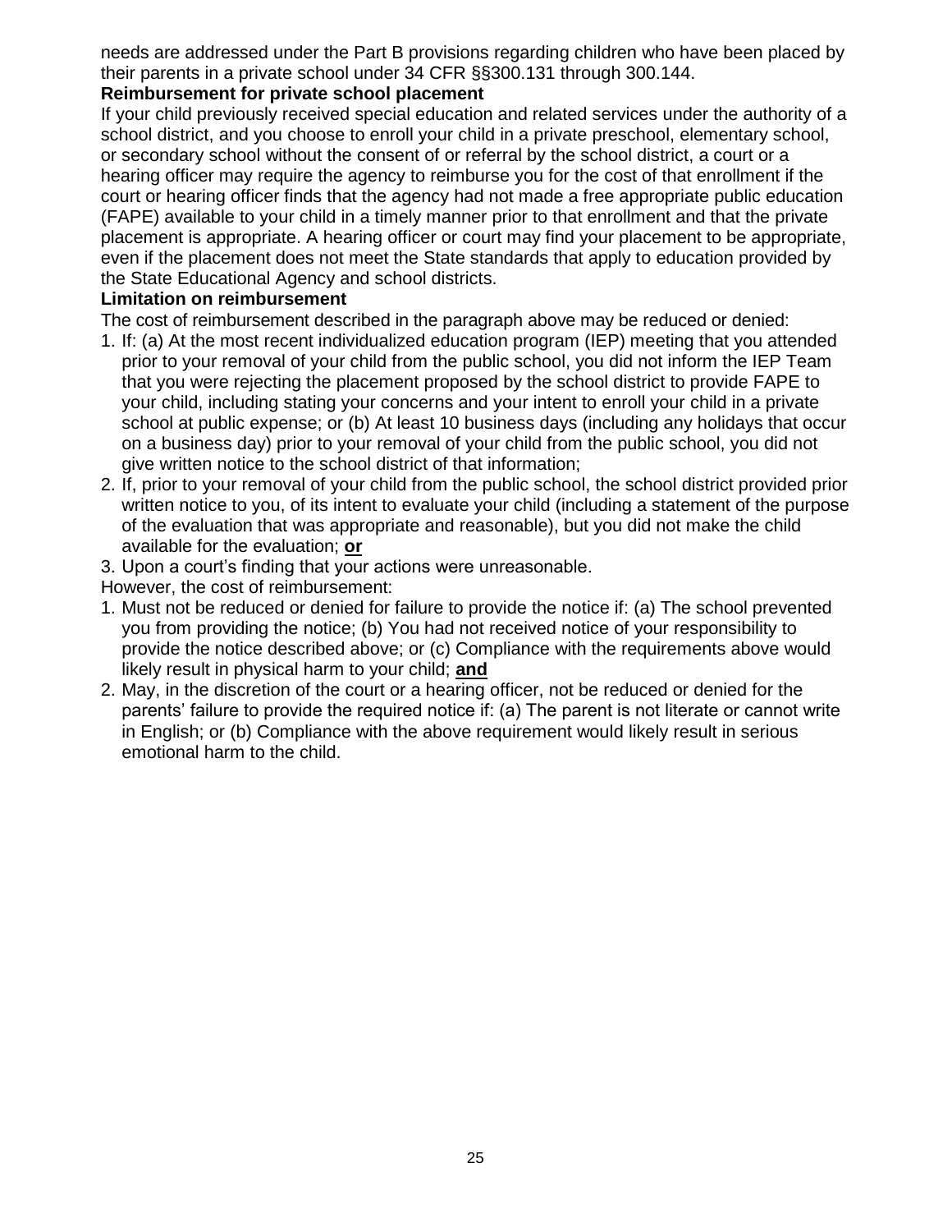needs are addressed under the Part B provisions regarding children who have been placed by their parents in a private school under 34 CFR §§300.131 through 300.144.

**Reimbursement for private school placement**

If your child previously received special education and related services under the authority of a school district, and you choose to enroll your child in a private preschool, elementary school, or secondary school without the consent of or referral by the school district, a court or a hearing officer may require the agency to reimburse you for the cost of that enrollment if the court or hearing officer finds that the agency had not made a free appropriate public education (FAPE) available to your child in a timely manner prior to that enrollment and that the private placement is appropriate. A hearing officer or court may find your placement to be appropriate, even if the placement does not meet the State standards that apply to education provided by the State Educational Agency and school districts.

**Limitation on reimbursement**

The cost of reimbursement described in the paragraph above may be reduced or denied:

1. If: (a) At the most recent individualized education program (IEP) meeting that you attended prior to your removal of your child from the public school, you did not inform the IEP Team that you were rejecting the placement proposed by the school district to provide FAPE to your child, including stating your concerns and your intent to enroll your child in a private school at public expense; or (b) At least 10 business days (including any holidays that occur on a business day) prior to your removal of your child from the public school, you did not give written notice to the school district of that information;
2. If, prior to your removal of your child from the public school, the school district provided prior written notice to you, of its intent to evaluate your child (including a statement of the purpose of the evaluation that was appropriate and reasonable), but you did not make the child available for the evaluation; **or**
3. Upon a court's finding that your actions were unreasonable.

However, the cost of reimbursement:

1. Must not be reduced or denied for failure to provide the notice if: (a) The school prevented you from providing the notice; (b) You had not received notice of your responsibility to provide the notice described above; or (c) Compliance with the requirements above would likely result in physical harm to your child; **and**
2. May, in the discretion of the court or a hearing officer, not be reduced or denied for the parents' failure to provide the required notice if: (a) The parent is not literate or cannot write in English; or (b) Compliance with the above requirement would likely result in serious emotional harm to the child.